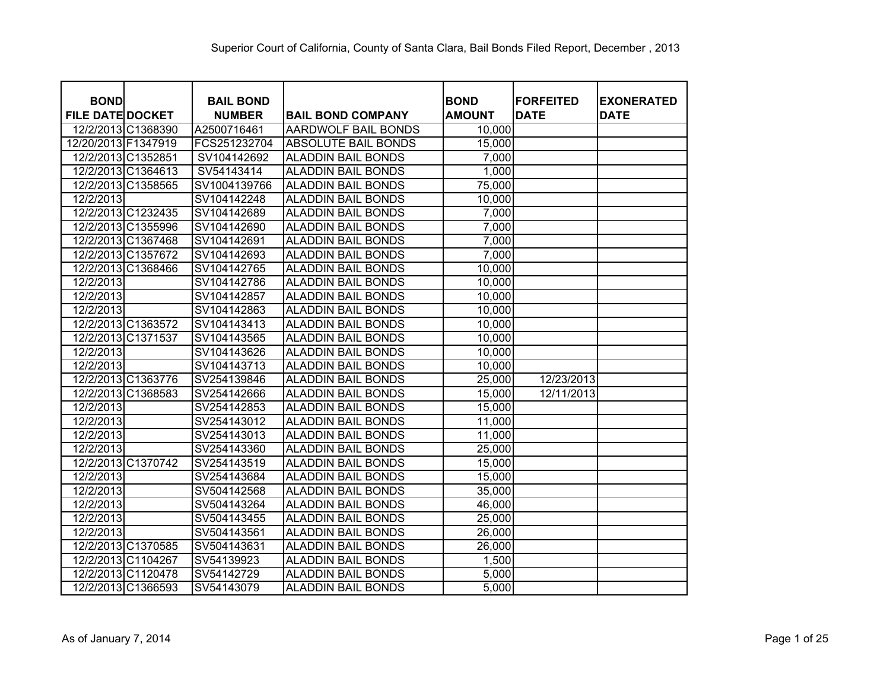# Superior Court of California, County of Santa Clara, Bail Bonds Filed Report, December , 2013

| BOND FILE DATE | DOCKET | BAIL BOND NUMBER | BAIL BOND COMPANY | BOND AMOUNT | FORFEITED DATE | EXONERATED DATE |
|---|---|---|---|---|---|---|
| 12/2/2013 | C1368390 | A2500716461 | AARDWOLF BAIL BONDS | 10,000 | | |
| 12/20/2013 | F1347919 | FCS251232704 | ABSOLUTE BAIL BONDS | 15,000 | | |
| 12/2/2013 | C1352851 | SV104142692 | ALADDIN BAIL BONDS | 7,000 | | |
| 12/2/2013 | C1364613 | SV54143414 | ALADDIN BAIL BONDS | 1,000 | | |
| 12/2/2013 | C1358565 | SV1004139766 | ALADDIN BAIL BONDS | 75,000 | | |
| 12/2/2013 | | SV104142248 | ALADDIN BAIL BONDS | 10,000 | | |
| 12/2/2013 | C1232435 | SV104142689 | ALADDIN BAIL BONDS | 7,000 | | |
| 12/2/2013 | C1355996 | SV104142690 | ALADDIN BAIL BONDS | 7,000 | | |
| 12/2/2013 | C1367468 | SV104142691 | ALADDIN BAIL BONDS | 7,000 | | |
| 12/2/2013 | C1357672 | SV104142693 | ALADDIN BAIL BONDS | 7,000 | | |
| 12/2/2013 | C1368466 | SV104142765 | ALADDIN BAIL BONDS | 10,000 | | |
| 12/2/2013 | | SV104142786 | ALADDIN BAIL BONDS | 10,000 | | |
| 12/2/2013 | | SV104142857 | ALADDIN BAIL BONDS | 10,000 | | |
| 12/2/2013 | | SV104142863 | ALADDIN BAIL BONDS | 10,000 | | |
| 12/2/2013 | C1363572 | SV104143413 | ALADDIN BAIL BONDS | 10,000 | | |
| 12/2/2013 | C1371537 | SV104143565 | ALADDIN BAIL BONDS | 10,000 | | |
| 12/2/2013 | | SV104143626 | ALADDIN BAIL BONDS | 10,000 | | |
| 12/2/2013 | | SV104143713 | ALADDIN BAIL BONDS | 10,000 | | |
| 12/2/2013 | C1363776 | SV254139846 | ALADDIN BAIL BONDS | 25,000 | 12/23/2013 | |
| 12/2/2013 | C1368583 | SV254142666 | ALADDIN BAIL BONDS | 15,000 | 12/11/2013 | |
| 12/2/2013 | | SV254142853 | ALADDIN BAIL BONDS | 15,000 | | |
| 12/2/2013 | | SV254143012 | ALADDIN BAIL BONDS | 11,000 | | |
| 12/2/2013 | | SV254143013 | ALADDIN BAIL BONDS | 11,000 | | |
| 12/2/2013 | | SV254143360 | ALADDIN BAIL BONDS | 25,000 | | |
| 12/2/2013 | C1370742 | SV254143519 | ALADDIN BAIL BONDS | 15,000 | | |
| 12/2/2013 | | SV254143684 | ALADDIN BAIL BONDS | 15,000 | | |
| 12/2/2013 | | SV504142568 | ALADDIN BAIL BONDS | 35,000 | | |
| 12/2/2013 | | SV504143264 | ALADDIN BAIL BONDS | 46,000 | | |
| 12/2/2013 | | SV504143455 | ALADDIN BAIL BONDS | 25,000 | | |
| 12/2/2013 | | SV504143561 | ALADDIN BAIL BONDS | 26,000 | | |
| 12/2/2013 | C1370585 | SV504143631 | ALADDIN BAIL BONDS | 26,000 | | |
| 12/2/2013 | C1104267 | SV54139923 | ALADDIN BAIL BONDS | 1,500 | | |
| 12/2/2013 | C1120478 | SV54142729 | ALADDIN BAIL BONDS | 5,000 | | |
| 12/2/2013 | C1366593 | SV54143079 | ALADDIN BAIL BONDS | 5,000 | | |

As of January 7, 2014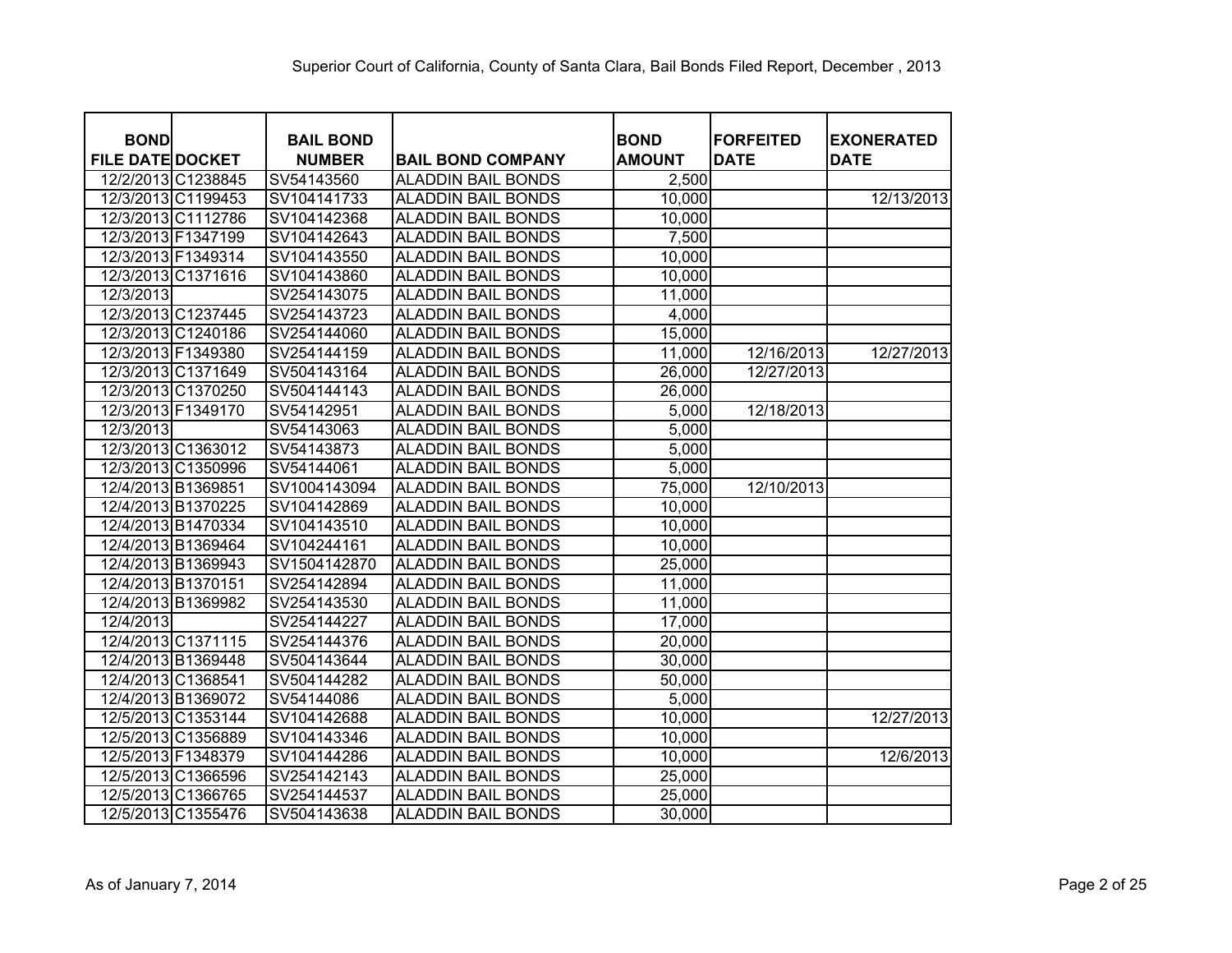Superior Court of California, County of Santa Clara, Bail Bonds Filed Report, December , 2013

| BOND FILE DATE | DOCKET | BAIL BOND NUMBER | BAIL BOND COMPANY | BOND AMOUNT | FORFEITED DATE | EXONERATED DATE |
|---|---|---|---|---|---|---|
| 12/2/2013 | C1238845 | SV54143560 | ALADDIN BAIL BONDS | 2,500 | | |
| 12/3/2013 | C1199453 | SV104141733 | ALADDIN BAIL BONDS | 10,000 | | 12/13/2013 |
| 12/3/2013 | C1112786 | SV104142368 | ALADDIN BAIL BONDS | 10,000 | | |
| 12/3/2013 | F1347199 | SV104142643 | ALADDIN BAIL BONDS | 7,500 | | |
| 12/3/2013 | F1349314 | SV104143550 | ALADDIN BAIL BONDS | 10,000 | | |
| 12/3/2013 | C1371616 | SV104143860 | ALADDIN BAIL BONDS | 10,000 | | |
| 12/3/2013 | | SV254143075 | ALADDIN BAIL BONDS | 11,000 | | |
| 12/3/2013 | C1237445 | SV254143723 | ALADDIN BAIL BONDS | 4,000 | | |
| 12/3/2013 | C1240186 | SV254144060 | ALADDIN BAIL BONDS | 15,000 | | |
| 12/3/2013 | F1349380 | SV254144159 | ALADDIN BAIL BONDS | 11,000 | 12/16/2013 | 12/27/2013 |
| 12/3/2013 | C1371649 | SV504143164 | ALADDIN BAIL BONDS | 26,000 | 12/27/2013 | |
| 12/3/2013 | C1370250 | SV504144143 | ALADDIN BAIL BONDS | 26,000 | | |
| 12/3/2013 | F1349170 | SV54142951 | ALADDIN BAIL BONDS | 5,000 | 12/18/2013 | |
| 12/3/2013 | | SV54143063 | ALADDIN BAIL BONDS | 5,000 | | |
| 12/3/2013 | C1363012 | SV54143873 | ALADDIN BAIL BONDS | 5,000 | | |
| 12/3/2013 | C1350996 | SV54144061 | ALADDIN BAIL BONDS | 5,000 | | |
| 12/4/2013 | B1369851 | SV1004143094 | ALADDIN BAIL BONDS | 75,000 | 12/10/2013 | |
| 12/4/2013 | B1370225 | SV104142869 | ALADDIN BAIL BONDS | 10,000 | | |
| 12/4/2013 | B1470334 | SV104143510 | ALADDIN BAIL BONDS | 10,000 | | |
| 12/4/2013 | B1369464 | SV104244161 | ALADDIN BAIL BONDS | 10,000 | | |
| 12/4/2013 | B1369943 | SV1504142870 | ALADDIN BAIL BONDS | 25,000 | | |
| 12/4/2013 | B1370151 | SV254142894 | ALADDIN BAIL BONDS | 11,000 | | |
| 12/4/2013 | B1369982 | SV254143530 | ALADDIN BAIL BONDS | 11,000 | | |
| 12/4/2013 | | SV254144227 | ALADDIN BAIL BONDS | 17,000 | | |
| 12/4/2013 | C1371115 | SV254144376 | ALADDIN BAIL BONDS | 20,000 | | |
| 12/4/2013 | B1369448 | SV504143644 | ALADDIN BAIL BONDS | 30,000 | | |
| 12/4/2013 | C1368541 | SV504144282 | ALADDIN BAIL BONDS | 50,000 | | |
| 12/4/2013 | B1369072 | SV54144086 | ALADDIN BAIL BONDS | 5,000 | | |
| 12/5/2013 | C1353144 | SV104142688 | ALADDIN BAIL BONDS | 10,000 | | 12/27/2013 |
| 12/5/2013 | C1356889 | SV104143346 | ALADDIN BAIL BONDS | 10,000 | | |
| 12/5/2013 | F1348379 | SV104144286 | ALADDIN BAIL BONDS | 10,000 | | 12/6/2013 |
| 12/5/2013 | C1366596 | SV254142143 | ALADDIN BAIL BONDS | 25,000 | | |
| 12/5/2013 | C1366765 | SV254144537 | ALADDIN BAIL BONDS | 25,000 | | |
| 12/5/2013 | C1355476 | SV504143638 | ALADDIN BAIL BONDS | 30,000 | | |

As of January 7, 2014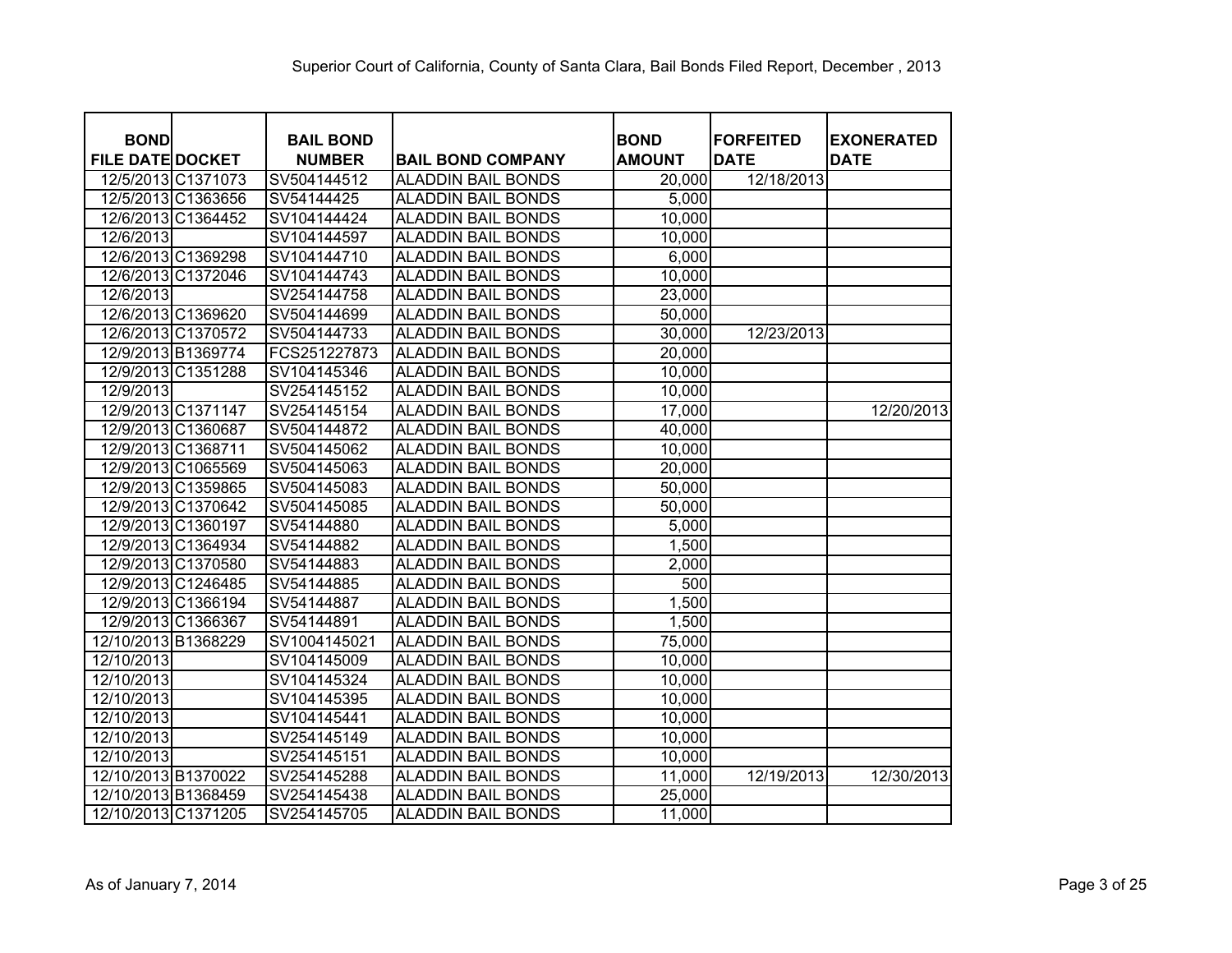# Superior Court of California, County of Santa Clara, Bail Bonds Filed Report, December , 2013

| BOND FILE DATE | DOCKET | BAIL BOND NUMBER | BAIL BOND COMPANY | BOND AMOUNT | FORFEITED DATE | EXONERATED DATE |
|---|---|---|---|---|---|---|
| 12/5/2013 | C1371073 | SV504144512 | ALADDIN BAIL BONDS | 20,000 | 12/18/2013 | |
| 12/5/2013 | C1363656 | SV54144425 | ALADDIN BAIL BONDS | 5,000 | | |
| 12/6/2013 | C1364452 | SV104144424 | ALADDIN BAIL BONDS | 10,000 | | |
| 12/6/2013 | | SV104144597 | ALADDIN BAIL BONDS | 10,000 | | |
| 12/6/2013 | C1369298 | SV104144710 | ALADDIN BAIL BONDS | 6,000 | | |
| 12/6/2013 | C1372046 | SV104144743 | ALADDIN BAIL BONDS | 10,000 | | |
| 12/6/2013 | | SV254144758 | ALADDIN BAIL BONDS | 23,000 | | |
| 12/6/2013 | C1369620 | SV504144699 | ALADDIN BAIL BONDS | 50,000 | | |
| 12/6/2013 | C1370572 | SV504144733 | ALADDIN BAIL BONDS | 30,000 | 12/23/2013 | |
| 12/9/2013 | B1369774 | FCS251227873 | ALADDIN BAIL BONDS | 20,000 | | |
| 12/9/2013 | C1351288 | SV104145346 | ALADDIN BAIL BONDS | 10,000 | | |
| 12/9/2013 | | SV254145152 | ALADDIN BAIL BONDS | 10,000 | | |
| 12/9/2013 | C1371147 | SV254145154 | ALADDIN BAIL BONDS | 17,000 | | 12/20/2013 |
| 12/9/2013 | C1360687 | SV504144872 | ALADDIN BAIL BONDS | 40,000 | | |
| 12/9/2013 | C1368711 | SV504145062 | ALADDIN BAIL BONDS | 10,000 | | |
| 12/9/2013 | C1065569 | SV504145063 | ALADDIN BAIL BONDS | 20,000 | | |
| 12/9/2013 | C1359865 | SV504145083 | ALADDIN BAIL BONDS | 50,000 | | |
| 12/9/2013 | C1370642 | SV504145085 | ALADDIN BAIL BONDS | 50,000 | | |
| 12/9/2013 | C1360197 | SV54144880 | ALADDIN BAIL BONDS | 5,000 | | |
| 12/9/2013 | C1364934 | SV54144882 | ALADDIN BAIL BONDS | 1,500 | | |
| 12/9/2013 | C1370580 | SV54144883 | ALADDIN BAIL BONDS | 2,000 | | |
| 12/9/2013 | C1246485 | SV54144885 | ALADDIN BAIL BONDS | 500 | | |
| 12/9/2013 | C1366194 | SV54144887 | ALADDIN BAIL BONDS | 1,500 | | |
| 12/9/2013 | C1366367 | SV54144891 | ALADDIN BAIL BONDS | 1,500 | | |
| 12/10/2013 | B1368229 | SV1004145021 | ALADDIN BAIL BONDS | 75,000 | | |
| 12/10/2013 | | SV104145009 | ALADDIN BAIL BONDS | 10,000 | | |
| 12/10/2013 | | SV104145324 | ALADDIN BAIL BONDS | 10,000 | | |
| 12/10/2013 | | SV104145395 | ALADDIN BAIL BONDS | 10,000 | | |
| 12/10/2013 | | SV104145441 | ALADDIN BAIL BONDS | 10,000 | | |
| 12/10/2013 | | SV254145149 | ALADDIN BAIL BONDS | 10,000 | | |
| 12/10/2013 | | SV254145151 | ALADDIN BAIL BONDS | 10,000 | | |
| 12/10/2013 | B1370022 | SV254145288 | ALADDIN BAIL BONDS | 11,000 | 12/19/2013 | 12/30/2013 |
| 12/10/2013 | B1368459 | SV254145438 | ALADDIN BAIL BONDS | 25,000 | | |
| 12/10/2013 | C1371205 | SV254145705 | ALADDIN BAIL BONDS | 11,000 | | |

As of January 7, 2014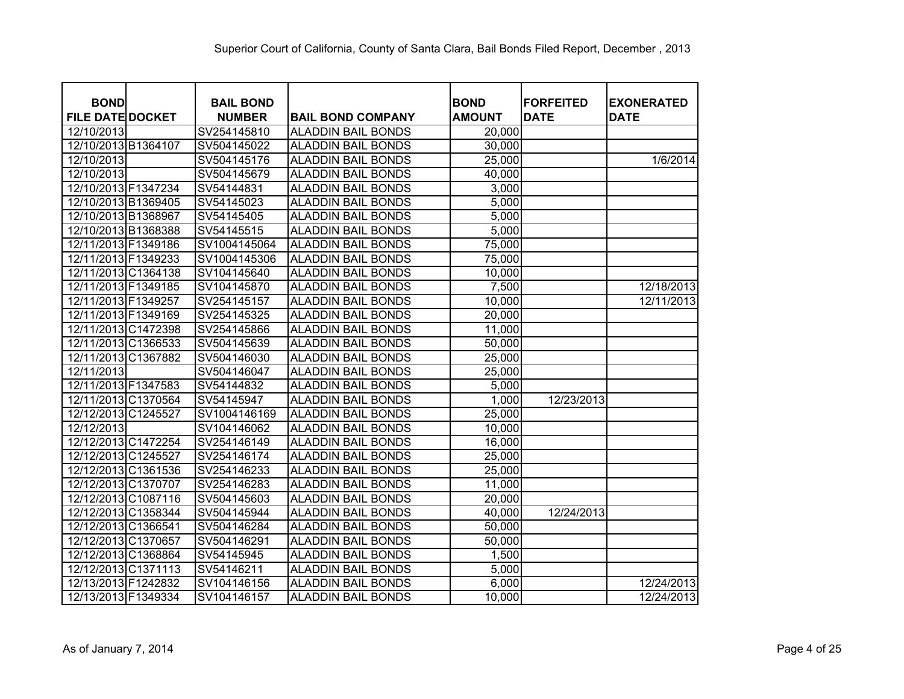Superior Court of California, County of Santa Clara, Bail Bonds Filed Report, December , 2013

| BOND FILE DATE | DOCKET | BAIL BOND NUMBER | BAIL BOND COMPANY | BOND AMOUNT | FORFEITED DATE | EXONERATED DATE |
|---|---|---|---|---|---|---|
| 12/10/2013 | | SV254145810 | ALADDIN BAIL BONDS | 20,000 | | |
| 12/10/2013 | B1364107 | SV504145022 | ALADDIN BAIL BONDS | 30,000 | | |
| 12/10/2013 | | SV504145176 | ALADDIN BAIL BONDS | 25,000 | | 1/6/2014 |
| 12/10/2013 | | SV504145679 | ALADDIN BAIL BONDS | 40,000 | | |
| 12/10/2013 | F1347234 | SV54144831 | ALADDIN BAIL BONDS | 3,000 | | |
| 12/10/2013 | B1369405 | SV54145023 | ALADDIN BAIL BONDS | 5,000 | | |
| 12/10/2013 | B1368967 | SV54145405 | ALADDIN BAIL BONDS | 5,000 | | |
| 12/10/2013 | B1368388 | SV54145515 | ALADDIN BAIL BONDS | 5,000 | | |
| 12/11/2013 | F1349186 | SV1004145064 | ALADDIN BAIL BONDS | 75,000 | | |
| 12/11/2013 | F1349233 | SV1004145306 | ALADDIN BAIL BONDS | 75,000 | | |
| 12/11/2013 | C1364138 | SV104145640 | ALADDIN BAIL BONDS | 10,000 | | |
| 12/11/2013 | F1349185 | SV104145870 | ALADDIN BAIL BONDS | 7,500 | | 12/18/2013 |
| 12/11/2013 | F1349257 | SV254145157 | ALADDIN BAIL BONDS | 10,000 | | 12/11/2013 |
| 12/11/2013 | F1349169 | SV254145325 | ALADDIN BAIL BONDS | 20,000 | | |
| 12/11/2013 | C1472398 | SV254145866 | ALADDIN BAIL BONDS | 11,000 | | |
| 12/11/2013 | C1366533 | SV504145639 | ALADDIN BAIL BONDS | 50,000 | | |
| 12/11/2013 | C1367882 | SV504146030 | ALADDIN BAIL BONDS | 25,000 | | |
| 12/11/2013 | | SV504146047 | ALADDIN BAIL BONDS | 25,000 | | |
| 12/11/2013 | F1347583 | SV54144832 | ALADDIN BAIL BONDS | 5,000 | | |
| 12/11/2013 | C1370564 | SV54145947 | ALADDIN BAIL BONDS | 1,000 | 12/23/2013 | |
| 12/12/2013 | C1245527 | SV1004146169 | ALADDIN BAIL BONDS | 25,000 | | |
| 12/12/2013 | | SV104146062 | ALADDIN BAIL BONDS | 10,000 | | |
| 12/12/2013 | C1472254 | SV254146149 | ALADDIN BAIL BONDS | 16,000 | | |
| 12/12/2013 | C1245527 | SV254146174 | ALADDIN BAIL BONDS | 25,000 | | |
| 12/12/2013 | C1361536 | SV254146233 | ALADDIN BAIL BONDS | 25,000 | | |
| 12/12/2013 | C1370707 | SV254146283 | ALADDIN BAIL BONDS | 11,000 | | |
| 12/12/2013 | C1087116 | SV504145603 | ALADDIN BAIL BONDS | 20,000 | | |
| 12/12/2013 | C1358344 | SV504145944 | ALADDIN BAIL BONDS | 40,000 | 12/24/2013 | |
| 12/12/2013 | C1366541 | SV504146284 | ALADDIN BAIL BONDS | 50,000 | | |
| 12/12/2013 | C1370657 | SV504146291 | ALADDIN BAIL BONDS | 50,000 | | |
| 12/12/2013 | C1368864 | SV54145945 | ALADDIN BAIL BONDS | 1,500 | | |
| 12/12/2013 | C1371113 | SV54146211 | ALADDIN BAIL BONDS | 5,000 | | |
| 12/13/2013 | F1242832 | SV104146156 | ALADDIN BAIL BONDS | 6,000 | | 12/24/2013 |
| 12/13/2013 | F1349334 | SV104146157 | ALADDIN BAIL BONDS | 10,000 | | 12/24/2013 |

As of January 7, 2014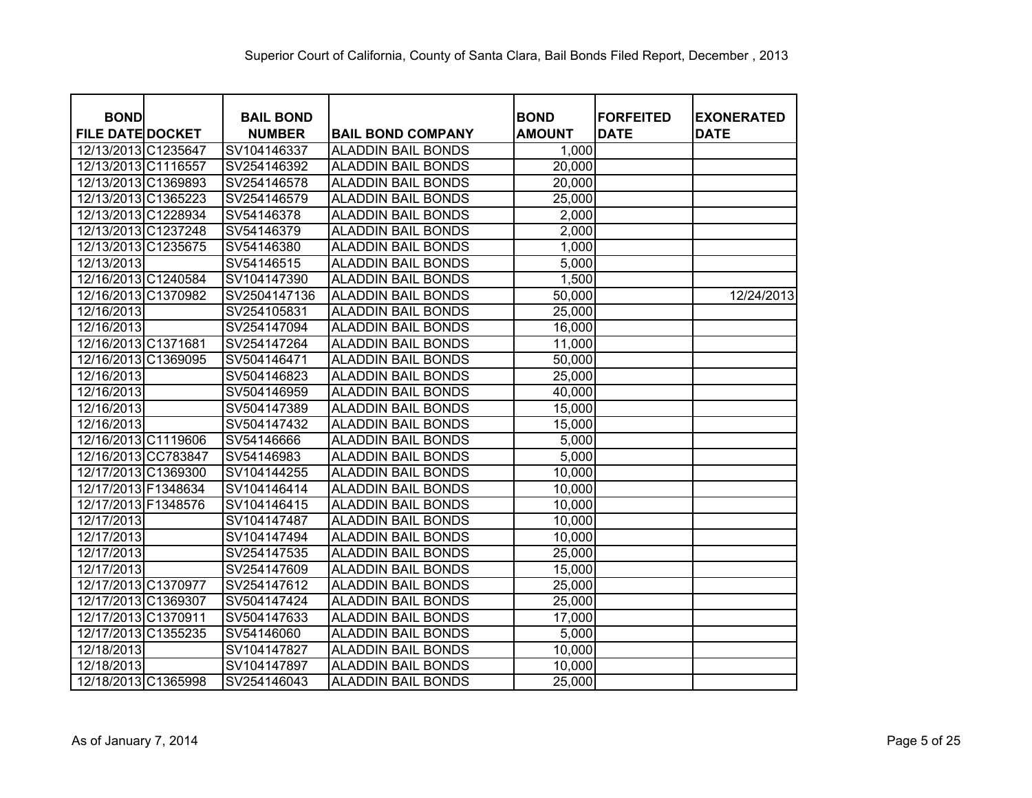Superior Court of California, County of Santa Clara, Bail Bonds Filed Report, December , 2013

| BOND FILE DATE | DOCKET | BAIL BOND NUMBER | BAIL BOND COMPANY | BOND AMOUNT | FORFEITED DATE | EXONERATED DATE |
|---|---|---|---|---|---|---|
| 12/13/2013 | C1235647 | SV104146337 | ALADDIN BAIL BONDS | 1,000 | | |
| 12/13/2013 | C1116557 | SV254146392 | ALADDIN BAIL BONDS | 20,000 | | |
| 12/13/2013 | C1369893 | SV254146578 | ALADDIN BAIL BONDS | 20,000 | | |
| 12/13/2013 | C1365223 | SV254146579 | ALADDIN BAIL BONDS | 25,000 | | |
| 12/13/2013 | C1228934 | SV54146378 | ALADDIN BAIL BONDS | 2,000 | | |
| 12/13/2013 | C1237248 | SV54146379 | ALADDIN BAIL BONDS | 2,000 | | |
| 12/13/2013 | C1235675 | SV54146380 | ALADDIN BAIL BONDS | 1,000 | | |
| 12/13/2013 | | SV54146515 | ALADDIN BAIL BONDS | 5,000 | | |
| 12/16/2013 | C1240584 | SV104147390 | ALADDIN BAIL BONDS | 1,500 | | |
| 12/16/2013 | C1370982 | SV2504147136 | ALADDIN BAIL BONDS | 50,000 | | 12/24/2013 |
| 12/16/2013 | | SV254105831 | ALADDIN BAIL BONDS | 25,000 | | |
| 12/16/2013 | | SV254147094 | ALADDIN BAIL BONDS | 16,000 | | |
| 12/16/2013 | C1371681 | SV254147264 | ALADDIN BAIL BONDS | 11,000 | | |
| 12/16/2013 | C1369095 | SV504146471 | ALADDIN BAIL BONDS | 50,000 | | |
| 12/16/2013 | | SV504146823 | ALADDIN BAIL BONDS | 25,000 | | |
| 12/16/2013 | | SV504146959 | ALADDIN BAIL BONDS | 40,000 | | |
| 12/16/2013 | | SV504147389 | ALADDIN BAIL BONDS | 15,000 | | |
| 12/16/2013 | | SV504147432 | ALADDIN BAIL BONDS | 15,000 | | |
| 12/16/2013 | C1119606 | SV54146666 | ALADDIN BAIL BONDS | 5,000 | | |
| 12/16/2013 | CC783847 | SV54146983 | ALADDIN BAIL BONDS | 5,000 | | |
| 12/17/2013 | C1369300 | SV104144255 | ALADDIN BAIL BONDS | 10,000 | | |
| 12/17/2013 | F1348634 | SV104146414 | ALADDIN BAIL BONDS | 10,000 | | |
| 12/17/2013 | F1348576 | SV104146415 | ALADDIN BAIL BONDS | 10,000 | | |
| 12/17/2013 | | SV104147487 | ALADDIN BAIL BONDS | 10,000 | | |
| 12/17/2013 | | SV104147494 | ALADDIN BAIL BONDS | 10,000 | | |
| 12/17/2013 | | SV254147535 | ALADDIN BAIL BONDS | 25,000 | | |
| 12/17/2013 | | SV254147609 | ALADDIN BAIL BONDS | 15,000 | | |
| 12/17/2013 | C1370977 | SV254147612 | ALADDIN BAIL BONDS | 25,000 | | |
| 12/17/2013 | C1369307 | SV504147424 | ALADDIN BAIL BONDS | 25,000 | | |
| 12/17/2013 | C1370911 | SV504147633 | ALADDIN BAIL BONDS | 17,000 | | |
| 12/17/2013 | C1355235 | SV54146060 | ALADDIN BAIL BONDS | 5,000 | | |
| 12/18/2013 | | SV104147827 | ALADDIN BAIL BONDS | 10,000 | | |
| 12/18/2013 | | SV104147897 | ALADDIN BAIL BONDS | 10,000 | | |
| 12/18/2013 | C1365998 | SV254146043 | ALADDIN BAIL BONDS | 25,000 | | |

As of January 7, 2014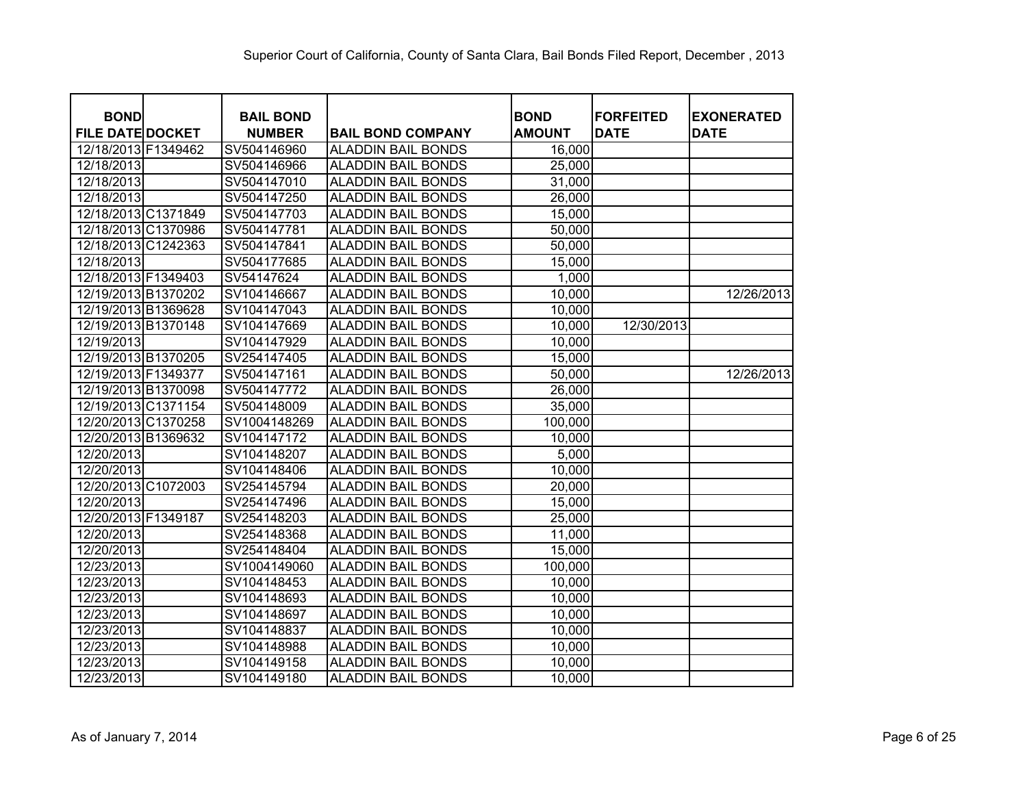Superior Court of California, County of Santa Clara, Bail Bonds Filed Report, December , 2013

| BOND FILE DATE | DOCKET | BAIL BOND NUMBER | BAIL BOND COMPANY | BOND AMOUNT | FORFEITED DATE | EXONERATED DATE |
|---|---|---|---|---|---|---|
| 12/18/2013 | F1349462 | SV504146960 | ALADDIN BAIL BONDS | 16,000 | | |
| 12/18/2013 | | SV504146966 | ALADDIN BAIL BONDS | 25,000 | | |
| 12/18/2013 | | SV504147010 | ALADDIN BAIL BONDS | 31,000 | | |
| 12/18/2013 | | SV504147250 | ALADDIN BAIL BONDS | 26,000 | | |
| 12/18/2013 | C1371849 | SV504147703 | ALADDIN BAIL BONDS | 15,000 | | |
| 12/18/2013 | C1370986 | SV504147781 | ALADDIN BAIL BONDS | 50,000 | | |
| 12/18/2013 | C1242363 | SV504147841 | ALADDIN BAIL BONDS | 50,000 | | |
| 12/18/2013 | | SV504177685 | ALADDIN BAIL BONDS | 15,000 | | |
| 12/18/2013 | F1349403 | SV54147624 | ALADDIN BAIL BONDS | 1,000 | | |
| 12/19/2013 | B1370202 | SV104146667 | ALADDIN BAIL BONDS | 10,000 | | 12/26/2013 |
| 12/19/2013 | B1369628 | SV104147043 | ALADDIN BAIL BONDS | 10,000 | | |
| 12/19/2013 | B1370148 | SV104147669 | ALADDIN BAIL BONDS | 10,000 | 12/30/2013 | |
| 12/19/2013 | | SV104147929 | ALADDIN BAIL BONDS | 10,000 | | |
| 12/19/2013 | B1370205 | SV254147405 | ALADDIN BAIL BONDS | 15,000 | | |
| 12/19/2013 | F1349377 | SV504147161 | ALADDIN BAIL BONDS | 50,000 | | 12/26/2013 |
| 12/19/2013 | B1370098 | SV504147772 | ALADDIN BAIL BONDS | 26,000 | | |
| 12/19/2013 | C1371154 | SV504148009 | ALADDIN BAIL BONDS | 35,000 | | |
| 12/20/2013 | C1370258 | SV1004148269 | ALADDIN BAIL BONDS | 100,000 | | |
| 12/20/2013 | B1369632 | SV104147172 | ALADDIN BAIL BONDS | 10,000 | | |
| 12/20/2013 | | SV104148207 | ALADDIN BAIL BONDS | 5,000 | | |
| 12/20/2013 | | SV104148406 | ALADDIN BAIL BONDS | 10,000 | | |
| 12/20/2013 | C1072003 | SV254145794 | ALADDIN BAIL BONDS | 20,000 | | |
| 12/20/2013 | | SV254147496 | ALADDIN BAIL BONDS | 15,000 | | |
| 12/20/2013 | F1349187 | SV254148203 | ALADDIN BAIL BONDS | 25,000 | | |
| 12/20/2013 | | SV254148368 | ALADDIN BAIL BONDS | 11,000 | | |
| 12/20/2013 | | SV254148404 | ALADDIN BAIL BONDS | 15,000 | | |
| 12/23/2013 | | SV1004149060 | ALADDIN BAIL BONDS | 100,000 | | |
| 12/23/2013 | | SV104148453 | ALADDIN BAIL BONDS | 10,000 | | |
| 12/23/2013 | | SV104148693 | ALADDIN BAIL BONDS | 10,000 | | |
| 12/23/2013 | | SV104148697 | ALADDIN BAIL BONDS | 10,000 | | |
| 12/23/2013 | | SV104148837 | ALADDIN BAIL BONDS | 10,000 | | |
| 12/23/2013 | | SV104148988 | ALADDIN BAIL BONDS | 10,000 | | |
| 12/23/2013 | | SV104149158 | ALADDIN BAIL BONDS | 10,000 | | |
| 12/23/2013 | | SV104149180 | ALADDIN BAIL BONDS | 10,000 | | |

As of January 7, 2014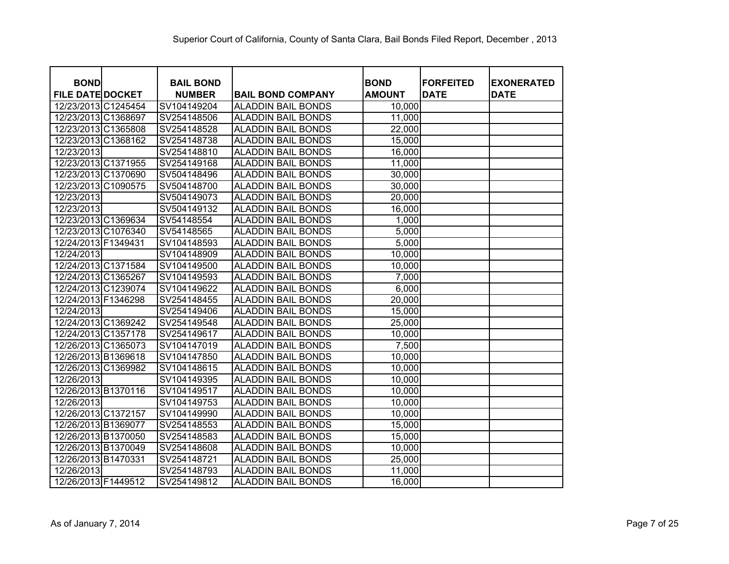Superior Court of California, County of Santa Clara, Bail Bonds Filed Report, December , 2013

| BOND FILE DATE | DOCKET | BAIL BOND NUMBER | BAIL BOND COMPANY | BOND AMOUNT | FORFEITED DATE | EXONERATED DATE |
|---|---|---|---|---|---|---|
| 12/23/2013 | C1245454 | SV104149204 | ALADDIN BAIL BONDS | 10,000 | | |
| 12/23/2013 | C1368697 | SV254148506 | ALADDIN BAIL BONDS | 11,000 | | |
| 12/23/2013 | C1365808 | SV254148528 | ALADDIN BAIL BONDS | 22,000 | | |
| 12/23/2013 | C1368162 | SV254148738 | ALADDIN BAIL BONDS | 15,000 | | |
| 12/23/2013 | | SV254148810 | ALADDIN BAIL BONDS | 16,000 | | |
| 12/23/2013 | C1371955 | SV254149168 | ALADDIN BAIL BONDS | 11,000 | | |
| 12/23/2013 | C1370690 | SV504148496 | ALADDIN BAIL BONDS | 30,000 | | |
| 12/23/2013 | C1090575 | SV504148700 | ALADDIN BAIL BONDS | 30,000 | | |
| 12/23/2013 | | SV504149073 | ALADDIN BAIL BONDS | 20,000 | | |
| 12/23/2013 | | SV504149132 | ALADDIN BAIL BONDS | 16,000 | | |
| 12/23/2013 | C1369634 | SV54148554 | ALADDIN BAIL BONDS | 1,000 | | |
| 12/23/2013 | C1076340 | SV54148565 | ALADDIN BAIL BONDS | 5,000 | | |
| 12/24/2013 | F1349431 | SV104148593 | ALADDIN BAIL BONDS | 5,000 | | |
| 12/24/2013 | | SV104148909 | ALADDIN BAIL BONDS | 10,000 | | |
| 12/24/2013 | C1371584 | SV104149500 | ALADDIN BAIL BONDS | 10,000 | | |
| 12/24/2013 | C1365267 | SV104149593 | ALADDIN BAIL BONDS | 7,000 | | |
| 12/24/2013 | C1239074 | SV104149622 | ALADDIN BAIL BONDS | 6,000 | | |
| 12/24/2013 | F1346298 | SV254148455 | ALADDIN BAIL BONDS | 20,000 | | |
| 12/24/2013 | | SV254149406 | ALADDIN BAIL BONDS | 15,000 | | |
| 12/24/2013 | C1369242 | SV254149548 | ALADDIN BAIL BONDS | 25,000 | | |
| 12/24/2013 | C1357178 | SV254149617 | ALADDIN BAIL BONDS | 10,000 | | |
| 12/26/2013 | C1365073 | SV104147019 | ALADDIN BAIL BONDS | 7,500 | | |
| 12/26/2013 | B1369618 | SV104147850 | ALADDIN BAIL BONDS | 10,000 | | |
| 12/26/2013 | C1369982 | SV104148615 | ALADDIN BAIL BONDS | 10,000 | | |
| 12/26/2013 | | SV104149395 | ALADDIN BAIL BONDS | 10,000 | | |
| 12/26/2013 | B1370116 | SV104149517 | ALADDIN BAIL BONDS | 10,000 | | |
| 12/26/2013 | | SV104149753 | ALADDIN BAIL BONDS | 10,000 | | |
| 12/26/2013 | C1372157 | SV104149990 | ALADDIN BAIL BONDS | 10,000 | | |
| 12/26/2013 | B1369077 | SV254148553 | ALADDIN BAIL BONDS | 15,000 | | |
| 12/26/2013 | B1370050 | SV254148583 | ALADDIN BAIL BONDS | 15,000 | | |
| 12/26/2013 | B1370049 | SV254148608 | ALADDIN BAIL BONDS | 10,000 | | |
| 12/26/2013 | B1470331 | SV254148721 | ALADDIN BAIL BONDS | 25,000 | | |
| 12/26/2013 | | SV254148793 | ALADDIN BAIL BONDS | 11,000 | | |
| 12/26/2013 | F1449512 | SV254149812 | ALADDIN BAIL BONDS | 16,000 | | |

As of January 7, 2014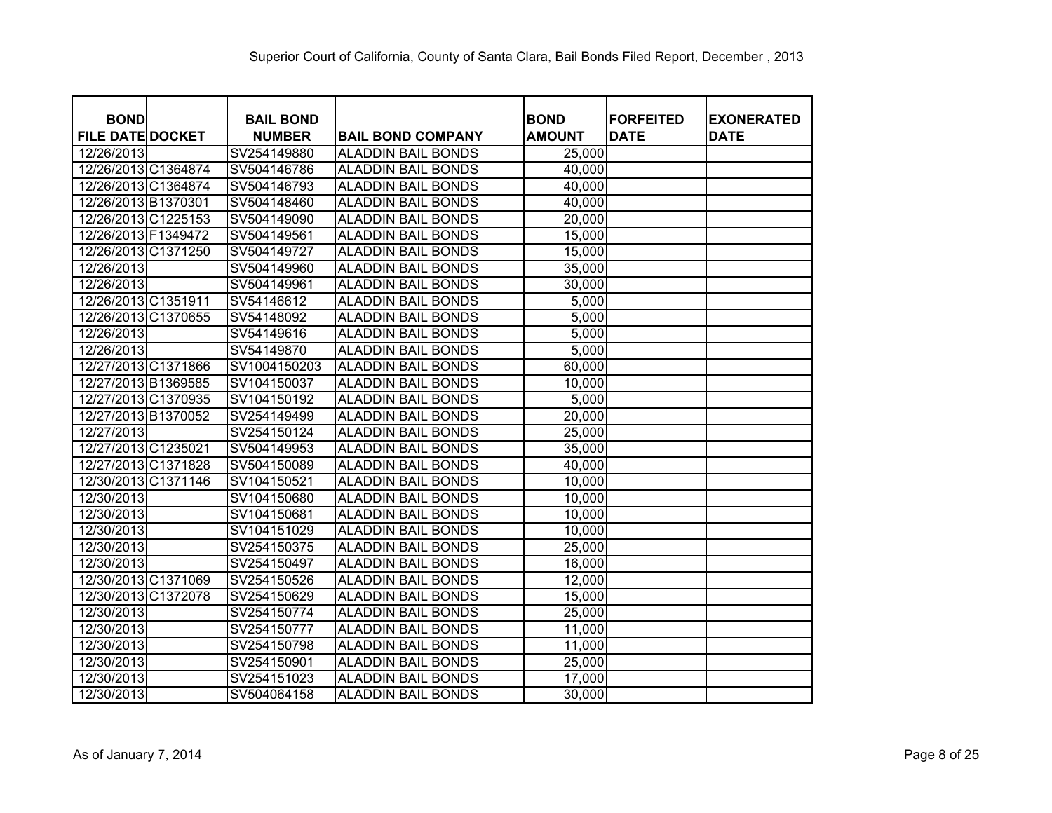Superior Court of California, County of Santa Clara, Bail Bonds Filed Report, December , 2013

| BOND FILE DATE | DOCKET | BAIL BOND NUMBER | BAIL BOND COMPANY | BOND AMOUNT | FORFEITED DATE | EXONERATED DATE |
|---|---|---|---|---|---|---|
| 12/26/2013 | | SV254149880 | ALADDIN BAIL BONDS | 25,000 | | |
| 12/26/2013 | C1364874 | SV504146786 | ALADDIN BAIL BONDS | 40,000 | | |
| 12/26/2013 | C1364874 | SV504146793 | ALADDIN BAIL BONDS | 40,000 | | |
| 12/26/2013 | B1370301 | SV504148460 | ALADDIN BAIL BONDS | 40,000 | | |
| 12/26/2013 | C1225153 | SV504149090 | ALADDIN BAIL BONDS | 20,000 | | |
| 12/26/2013 | F1349472 | SV504149561 | ALADDIN BAIL BONDS | 15,000 | | |
| 12/26/2013 | C1371250 | SV504149727 | ALADDIN BAIL BONDS | 15,000 | | |
| 12/26/2013 | | SV504149960 | ALADDIN BAIL BONDS | 35,000 | | |
| 12/26/2013 | | SV504149961 | ALADDIN BAIL BONDS | 30,000 | | |
| 12/26/2013 | C1351911 | SV54146612 | ALADDIN BAIL BONDS | 5,000 | | |
| 12/26/2013 | C1370655 | SV54148092 | ALADDIN BAIL BONDS | 5,000 | | |
| 12/26/2013 | | SV54149616 | ALADDIN BAIL BONDS | 5,000 | | |
| 12/26/2013 | | SV54149870 | ALADDIN BAIL BONDS | 5,000 | | |
| 12/27/2013 | C1371866 | SV1004150203 | ALADDIN BAIL BONDS | 60,000 | | |
| 12/27/2013 | B1369585 | SV104150037 | ALADDIN BAIL BONDS | 10,000 | | |
| 12/27/2013 | C1370935 | SV104150192 | ALADDIN BAIL BONDS | 5,000 | | |
| 12/27/2013 | B1370052 | SV254149499 | ALADDIN BAIL BONDS | 20,000 | | |
| 12/27/2013 | | SV254150124 | ALADDIN BAIL BONDS | 25,000 | | |
| 12/27/2013 | C1235021 | SV504149953 | ALADDIN BAIL BONDS | 35,000 | | |
| 12/27/2013 | C1371828 | SV504150089 | ALADDIN BAIL BONDS | 40,000 | | |
| 12/30/2013 | C1371146 | SV104150521 | ALADDIN BAIL BONDS | 10,000 | | |
| 12/30/2013 | | SV104150680 | ALADDIN BAIL BONDS | 10,000 | | |
| 12/30/2013 | | SV104150681 | ALADDIN BAIL BONDS | 10,000 | | |
| 12/30/2013 | | SV104151029 | ALADDIN BAIL BONDS | 10,000 | | |
| 12/30/2013 | | SV254150375 | ALADDIN BAIL BONDS | 25,000 | | |
| 12/30/2013 | | SV254150497 | ALADDIN BAIL BONDS | 16,000 | | |
| 12/30/2013 | C1371069 | SV254150526 | ALADDIN BAIL BONDS | 12,000 | | |
| 12/30/2013 | C1372078 | SV254150629 | ALADDIN BAIL BONDS | 15,000 | | |
| 12/30/2013 | | SV254150774 | ALADDIN BAIL BONDS | 25,000 | | |
| 12/30/2013 | | SV254150777 | ALADDIN BAIL BONDS | 11,000 | | |
| 12/30/2013 | | SV254150798 | ALADDIN BAIL BONDS | 11,000 | | |
| 12/30/2013 | | SV254150901 | ALADDIN BAIL BONDS | 25,000 | | |
| 12/30/2013 | | SV254151023 | ALADDIN BAIL BONDS | 17,000 | | |
| 12/30/2013 | | SV504064158 | ALADDIN BAIL BONDS | 30,000 | | |

As of January 7, 2014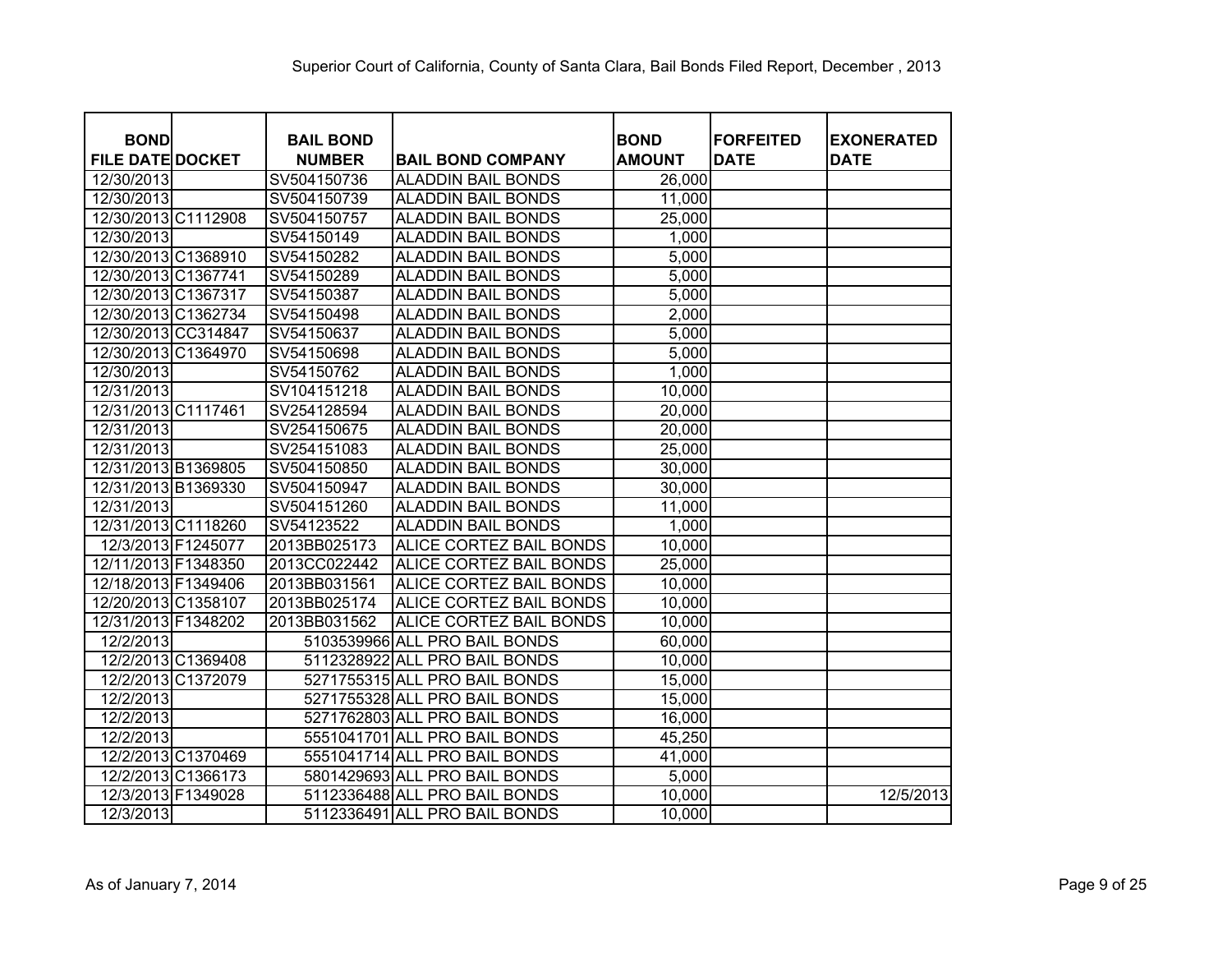| BOND FILE DATE | DOCKET | BAIL BOND NUMBER | BAIL BOND COMPANY | BOND AMOUNT | FORFEITED DATE | EXONERATED DATE |
|---|---|---|---|---|---|---|
| 12/30/2013 | | SV504150736 | ALADDIN BAIL BONDS | 26,000 | | |
| 12/30/2013 | | SV504150739 | ALADDIN BAIL BONDS | 11,000 | | |
| 12/30/2013 | C1112908 | SV504150757 | ALADDIN BAIL BONDS | 25,000 | | |
| 12/30/2013 | | SV54150149 | ALADDIN BAIL BONDS | 1,000 | | |
| 12/30/2013 | C1368910 | SV54150282 | ALADDIN BAIL BONDS | 5,000 | | |
| 12/30/2013 | C1367741 | SV54150289 | ALADDIN BAIL BONDS | 5,000 | | |
| 12/30/2013 | C1367317 | SV54150387 | ALADDIN BAIL BONDS | 5,000 | | |
| 12/30/2013 | C1362734 | SV54150498 | ALADDIN BAIL BONDS | 2,000 | | |
| 12/30/2013 | CC314847 | SV54150637 | ALADDIN BAIL BONDS | 5,000 | | |
| 12/30/2013 | C1364970 | SV54150698 | ALADDIN BAIL BONDS | 5,000 | | |
| 12/30/2013 | | SV54150762 | ALADDIN BAIL BONDS | 1,000 | | |
| 12/31/2013 | | SV104151218 | ALADDIN BAIL BONDS | 10,000 | | |
| 12/31/2013 | C1117461 | SV254128594 | ALADDIN BAIL BONDS | 20,000 | | |
| 12/31/2013 | | SV254150675 | ALADDIN BAIL BONDS | 20,000 | | |
| 12/31/2013 | | SV254151083 | ALADDIN BAIL BONDS | 25,000 | | |
| 12/31/2013 | B1369805 | SV504150850 | ALADDIN BAIL BONDS | 30,000 | | |
| 12/31/2013 | B1369330 | SV504150947 | ALADDIN BAIL BONDS | 30,000 | | |
| 12/31/2013 | | SV504151260 | ALADDIN BAIL BONDS | 11,000 | | |
| 12/31/2013 | C1118260 | SV54123522 | ALADDIN BAIL BONDS | 1,000 | | |
| 12/3/2013 | F1245077 | 2013BB025173 | ALICE CORTEZ BAIL BONDS | 10,000 | | |
| 12/11/2013 | F1348350 | 2013CC022442 | ALICE CORTEZ BAIL BONDS | 25,000 | | |
| 12/18/2013 | F1349406 | 2013BB031561 | ALICE CORTEZ BAIL BONDS | 10,000 | | |
| 12/20/2013 | C1358107 | 2013BB025174 | ALICE CORTEZ BAIL BONDS | 10,000 | | |
| 12/31/2013 | F1348202 | 2013BB031562 | ALICE CORTEZ BAIL BONDS | 10,000 | | |
| 12/2/2013 | | 5103539966 | ALL PRO BAIL BONDS | 60,000 | | |
| 12/2/2013 | C1369408 | 5112328922 | ALL PRO BAIL BONDS | 10,000 | | |
| 12/2/2013 | C1372079 | 5271755315 | ALL PRO BAIL BONDS | 15,000 | | |
| 12/2/2013 | | 5271755328 | ALL PRO BAIL BONDS | 15,000 | | |
| 12/2/2013 | | 5271762803 | ALL PRO BAIL BONDS | 16,000 | | |
| 12/2/2013 | | 5551041701 | ALL PRO BAIL BONDS | 45,250 | | |
| 12/2/2013 | C1370469 | 5551041714 | ALL PRO BAIL BONDS | 41,000 | | |
| 12/2/2013 | C1366173 | 5801429693 | ALL PRO BAIL BONDS | 5,000 | | |
| 12/3/2013 | F1349028 | 5112336488 | ALL PRO BAIL BONDS | 10,000 | | 12/5/2013 |
| 12/3/2013 | | 5112336491 | ALL PRO BAIL BONDS | 10,000 | | |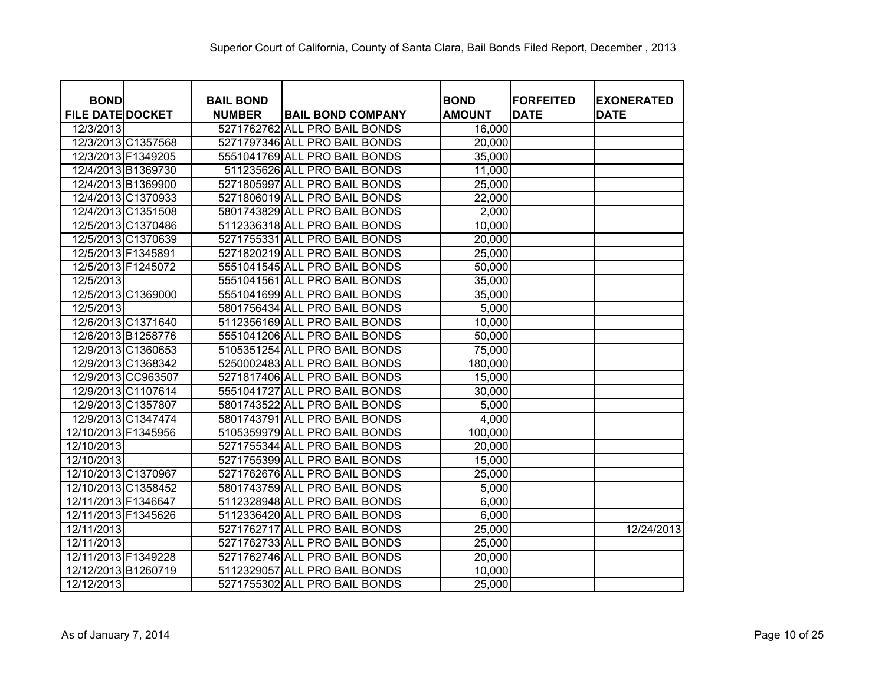Superior Court of California, County of Santa Clara, Bail Bonds Filed Report, December , 2013

| BOND FILE DATE | DOCKET | BAIL BOND NUMBER | BAIL BOND COMPANY | BOND AMOUNT | FORFEITED DATE | EXONERATED DATE |
|---|---|---|---|---|---|---|
| 12/3/2013 | | 5271762762 | ALL PRO BAIL BONDS | 16,000 | | |
| 12/3/2013 | C1357568 | 5271797346 | ALL PRO BAIL BONDS | 20,000 | | |
| 12/3/2013 | F1349205 | 5551041769 | ALL PRO BAIL BONDS | 35,000 | | |
| 12/4/2013 | B1369730 | 511235626 | ALL PRO BAIL BONDS | 11,000 | | |
| 12/4/2013 | B1369900 | 5271805997 | ALL PRO BAIL BONDS | 25,000 | | |
| 12/4/2013 | C1370933 | 5271806019 | ALL PRO BAIL BONDS | 22,000 | | |
| 12/4/2013 | C1351508 | 5801743829 | ALL PRO BAIL BONDS | 2,000 | | |
| 12/5/2013 | C1370486 | 5112336318 | ALL PRO BAIL BONDS | 10,000 | | |
| 12/5/2013 | C1370639 | 5271755331 | ALL PRO BAIL BONDS | 20,000 | | |
| 12/5/2013 | F1345891 | 5271820219 | ALL PRO BAIL BONDS | 25,000 | | |
| 12/5/2013 | F1245072 | 5551041545 | ALL PRO BAIL BONDS | 50,000 | | |
| 12/5/2013 | | 5551041561 | ALL PRO BAIL BONDS | 35,000 | | |
| 12/5/2013 | C1369000 | 5551041699 | ALL PRO BAIL BONDS | 35,000 | | |
| 12/5/2013 | | 5801756434 | ALL PRO BAIL BONDS | 5,000 | | |
| 12/6/2013 | C1371640 | 5112356169 | ALL PRO BAIL BONDS | 10,000 | | |
| 12/6/2013 | B1258776 | 5551041206 | ALL PRO BAIL BONDS | 50,000 | | |
| 12/9/2013 | C1360653 | 5105351254 | ALL PRO BAIL BONDS | 75,000 | | |
| 12/9/2013 | C1368342 | 5250002483 | ALL PRO BAIL BONDS | 180,000 | | |
| 12/9/2013 | CC963507 | 5271817406 | ALL PRO BAIL BONDS | 15,000 | | |
| 12/9/2013 | C1107614 | 5551041727 | ALL PRO BAIL BONDS | 30,000 | | |
| 12/9/2013 | C1357807 | 5801743522 | ALL PRO BAIL BONDS | 5,000 | | |
| 12/9/2013 | C1347474 | 5801743791 | ALL PRO BAIL BONDS | 4,000 | | |
| 12/10/2013 | F1345956 | 5105359979 | ALL PRO BAIL BONDS | 100,000 | | |
| 12/10/2013 | | 5271755344 | ALL PRO BAIL BONDS | 20,000 | | |
| 12/10/2013 | | 5271755399 | ALL PRO BAIL BONDS | 15,000 | | |
| 12/10/2013 | C1370967 | 5271762676 | ALL PRO BAIL BONDS | 25,000 | | |
| 12/10/2013 | C1358452 | 5801743759 | ALL PRO BAIL BONDS | 5,000 | | |
| 12/11/2013 | F1346647 | 5112328948 | ALL PRO BAIL BONDS | 6,000 | | |
| 12/11/2013 | F1345626 | 5112336420 | ALL PRO BAIL BONDS | 6,000 | | |
| 12/11/2013 | | 5271762717 | ALL PRO BAIL BONDS | 25,000 | | 12/24/2013 |
| 12/11/2013 | | 5271762733 | ALL PRO BAIL BONDS | 25,000 | | |
| 12/11/2013 | F1349228 | 5271762746 | ALL PRO BAIL BONDS | 20,000 | | |
| 12/12/2013 | B1260719 | 5112329057 | ALL PRO BAIL BONDS | 10,000 | | |
| 12/12/2013 | | 5271755302 | ALL PRO BAIL BONDS | 25,000 | | |

As of January 7, 2014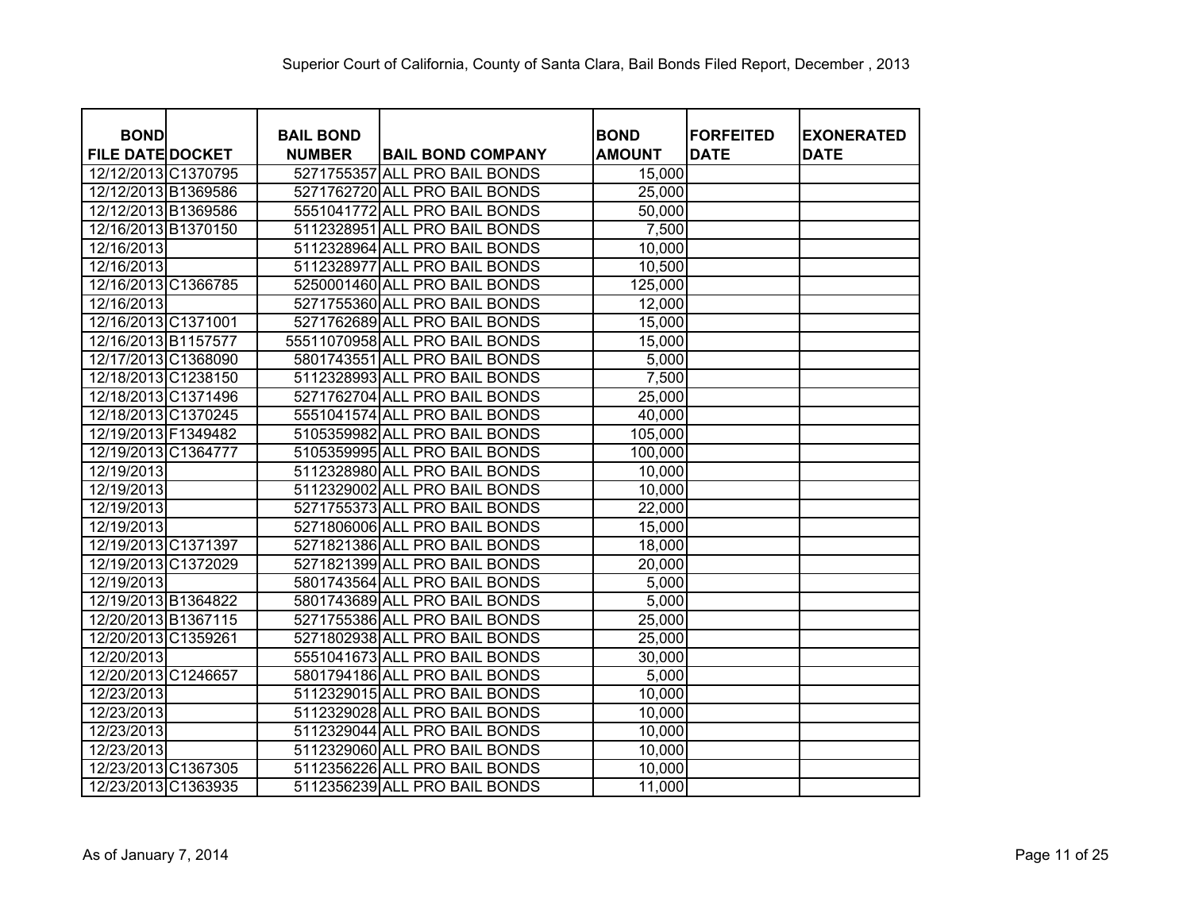Superior Court of California, County of Santa Clara, Bail Bonds Filed Report, December , 2013

| BOND FILE DATE | DOCKET | BAIL BOND NUMBER | BAIL BOND COMPANY | BOND AMOUNT | FORFEITED DATE | EXONERATED DATE |
|---|---|---|---|---|---|---|
| 12/12/2013 | C1370795 | 5271755357 | ALL PRO BAIL BONDS | 15,000 | | |
| 12/12/2013 | B1369586 | 5271762720 | ALL PRO BAIL BONDS | 25,000 | | |
| 12/12/2013 | B1369586 | 5551041772 | ALL PRO BAIL BONDS | 50,000 | | |
| 12/16/2013 | B1370150 | 5112328951 | ALL PRO BAIL BONDS | 7,500 | | |
| 12/16/2013 | | 5112328964 | ALL PRO BAIL BONDS | 10,000 | | |
| 12/16/2013 | | 5112328977 | ALL PRO BAIL BONDS | 10,500 | | |
| 12/16/2013 | C1366785 | 5250001460 | ALL PRO BAIL BONDS | 125,000 | | |
| 12/16/2013 | | 5271755360 | ALL PRO BAIL BONDS | 12,000 | | |
| 12/16/2013 | C1371001 | 5271762689 | ALL PRO BAIL BONDS | 15,000 | | |
| 12/16/2013 | B1157577 | 55511070958 | ALL PRO BAIL BONDS | 15,000 | | |
| 12/17/2013 | C1368090 | 5801743551 | ALL PRO BAIL BONDS | 5,000 | | |
| 12/18/2013 | C1238150 | 5112328993 | ALL PRO BAIL BONDS | 7,500 | | |
| 12/18/2013 | C1371496 | 5271762704 | ALL PRO BAIL BONDS | 25,000 | | |
| 12/18/2013 | C1370245 | 5551041574 | ALL PRO BAIL BONDS | 40,000 | | |
| 12/19/2013 | F1349482 | 5105359982 | ALL PRO BAIL BONDS | 105,000 | | |
| 12/19/2013 | C1364777 | 5105359995 | ALL PRO BAIL BONDS | 100,000 | | |
| 12/19/2013 | | 5112328980 | ALL PRO BAIL BONDS | 10,000 | | |
| 12/19/2013 | | 5112329002 | ALL PRO BAIL BONDS | 10,000 | | |
| 12/19/2013 | | 5271755373 | ALL PRO BAIL BONDS | 22,000 | | |
| 12/19/2013 | | 5271806006 | ALL PRO BAIL BONDS | 15,000 | | |
| 12/19/2013 | C1371397 | 5271821386 | ALL PRO BAIL BONDS | 18,000 | | |
| 12/19/2013 | C1372029 | 5271821399 | ALL PRO BAIL BONDS | 20,000 | | |
| 12/19/2013 | | 5801743564 | ALL PRO BAIL BONDS | 5,000 | | |
| 12/19/2013 | B1364822 | 5801743689 | ALL PRO BAIL BONDS | 5,000 | | |
| 12/20/2013 | B1367115 | 5271755386 | ALL PRO BAIL BONDS | 25,000 | | |
| 12/20/2013 | C1359261 | 5271802938 | ALL PRO BAIL BONDS | 25,000 | | |
| 12/20/2013 | | 5551041673 | ALL PRO BAIL BONDS | 30,000 | | |
| 12/20/2013 | C1246657 | 5801794186 | ALL PRO BAIL BONDS | 5,000 | | |
| 12/23/2013 | | 5112329015 | ALL PRO BAIL BONDS | 10,000 | | |
| 12/23/2013 | | 5112329028 | ALL PRO BAIL BONDS | 10,000 | | |
| 12/23/2013 | | 5112329044 | ALL PRO BAIL BONDS | 10,000 | | |
| 12/23/2013 | | 5112329060 | ALL PRO BAIL BONDS | 10,000 | | |
| 12/23/2013 | C1367305 | 5112356226 | ALL PRO BAIL BONDS | 10,000 | | |
| 12/23/2013 | C1363935 | 5112356239 | ALL PRO BAIL BONDS | 11,000 | | |

As of January 7, 2014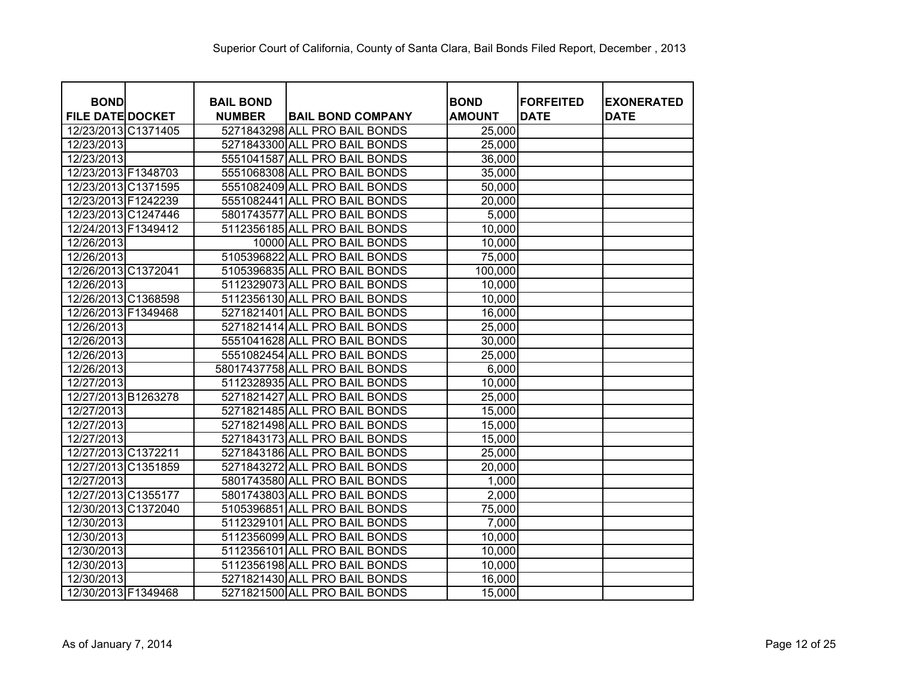Superior Court of California, County of Santa Clara, Bail Bonds Filed Report, December , 2013

| BOND FILE DATE | DOCKET | BAIL BOND NUMBER | BAIL BOND COMPANY | BOND AMOUNT | FORFEITED DATE | EXONERATED DATE |
|---|---|---|---|---|---|---|
| 12/23/2013 | C1371405 | 5271843298 | ALL PRO BAIL BONDS | 25,000 | | |
| 12/23/2013 | | 5271843300 | ALL PRO BAIL BONDS | 25,000 | | |
| 12/23/2013 | | 5551041587 | ALL PRO BAIL BONDS | 36,000 | | |
| 12/23/2013 | F1348703 | 5551068308 | ALL PRO BAIL BONDS | 35,000 | | |
| 12/23/2013 | C1371595 | 5551082409 | ALL PRO BAIL BONDS | 50,000 | | |
| 12/23/2013 | F1242239 | 5551082441 | ALL PRO BAIL BONDS | 20,000 | | |
| 12/23/2013 | C1247446 | 5801743577 | ALL PRO BAIL BONDS | 5,000 | | |
| 12/24/2013 | F1349412 | 5112356185 | ALL PRO BAIL BONDS | 10,000 | | |
| 12/26/2013 | | 10000 | ALL PRO BAIL BONDS | 10,000 | | |
| 12/26/2013 | | 5105396822 | ALL PRO BAIL BONDS | 75,000 | | |
| 12/26/2013 | C1372041 | 5105396835 | ALL PRO BAIL BONDS | 100,000 | | |
| 12/26/2013 | | 5112329073 | ALL PRO BAIL BONDS | 10,000 | | |
| 12/26/2013 | C1368598 | 5112356130 | ALL PRO BAIL BONDS | 10,000 | | |
| 12/26/2013 | F1349468 | 5271821401 | ALL PRO BAIL BONDS | 16,000 | | |
| 12/26/2013 | | 5271821414 | ALL PRO BAIL BONDS | 25,000 | | |
| 12/26/2013 | | 5551041628 | ALL PRO BAIL BONDS | 30,000 | | |
| 12/26/2013 | | 5551082454 | ALL PRO BAIL BONDS | 25,000 | | |
| 12/26/2013 | | 58017437758 | ALL PRO BAIL BONDS | 6,000 | | |
| 12/27/2013 | | 5112328935 | ALL PRO BAIL BONDS | 10,000 | | |
| 12/27/2013 | B1263278 | 5271821427 | ALL PRO BAIL BONDS | 25,000 | | |
| 12/27/2013 | | 5271821485 | ALL PRO BAIL BONDS | 15,000 | | |
| 12/27/2013 | | 5271821498 | ALL PRO BAIL BONDS | 15,000 | | |
| 12/27/2013 | | 5271843173 | ALL PRO BAIL BONDS | 15,000 | | |
| 12/27/2013 | C1372211 | 5271843186 | ALL PRO BAIL BONDS | 25,000 | | |
| 12/27/2013 | C1351859 | 5271843272 | ALL PRO BAIL BONDS | 20,000 | | |
| 12/27/2013 | | 5801743580 | ALL PRO BAIL BONDS | 1,000 | | |
| 12/27/2013 | C1355177 | 5801743803 | ALL PRO BAIL BONDS | 2,000 | | |
| 12/30/2013 | C1372040 | 5105396851 | ALL PRO BAIL BONDS | 75,000 | | |
| 12/30/2013 | | 5112329101 | ALL PRO BAIL BONDS | 7,000 | | |
| 12/30/2013 | | 5112356099 | ALL PRO BAIL BONDS | 10,000 | | |
| 12/30/2013 | | 5112356101 | ALL PRO BAIL BONDS | 10,000 | | |
| 12/30/2013 | | 5112356198 | ALL PRO BAIL BONDS | 10,000 | | |
| 12/30/2013 | | 5271821430 | ALL PRO BAIL BONDS | 16,000 | | |
| 12/30/2013 | F1349468 | 5271821500 | ALL PRO BAIL BONDS | 15,000 | | |

As of January 7, 2014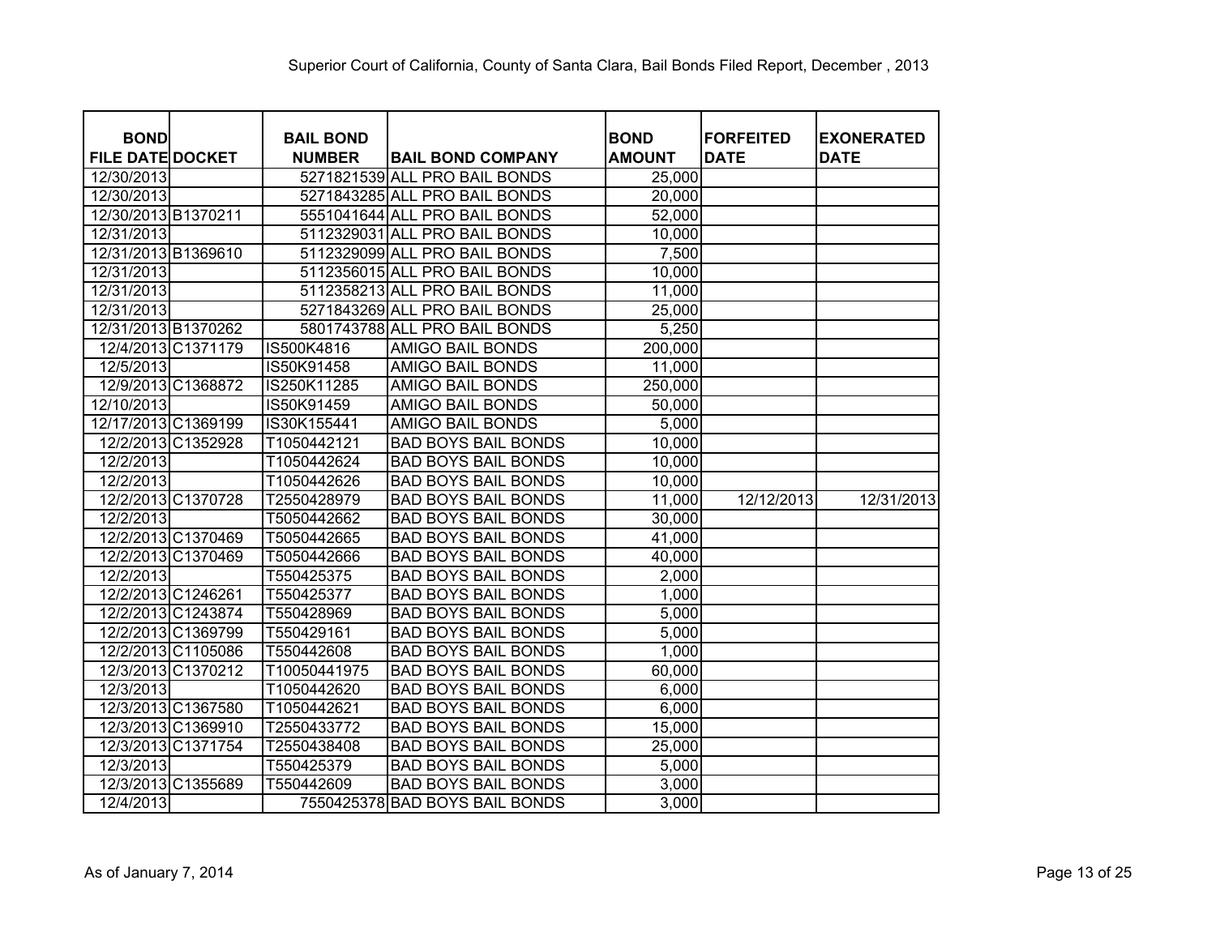Superior Court of California, County of Santa Clara, Bail Bonds Filed Report, December , 2013

| BOND FILE DATE | DOCKET | BAIL BOND NUMBER | BAIL BOND COMPANY | BOND AMOUNT | FORFEITED DATE | EXONERATED DATE |
|---|---|---|---|---|---|---|
| 12/30/2013 | | 5271821539 | ALL PRO BAIL BONDS | 25,000 | | |
| 12/30/2013 | | 5271843285 | ALL PRO BAIL BONDS | 20,000 | | |
| 12/30/2013 | B1370211 | 5551041644 | ALL PRO BAIL BONDS | 52,000 | | |
| 12/31/2013 | | 5112329031 | ALL PRO BAIL BONDS | 10,000 | | |
| 12/31/2013 | B1369610 | 5112329099 | ALL PRO BAIL BONDS | 7,500 | | |
| 12/31/2013 | | 5112356015 | ALL PRO BAIL BONDS | 10,000 | | |
| 12/31/2013 | | 5112358213 | ALL PRO BAIL BONDS | 11,000 | | |
| 12/31/2013 | | 5271843269 | ALL PRO BAIL BONDS | 25,000 | | |
| 12/31/2013 | B1370262 | 5801743788 | ALL PRO BAIL BONDS | 5,250 | | |
| 12/4/2013 | C1371179 | IS500K4816 | AMIGO BAIL BONDS | 200,000 | | |
| 12/5/2013 | | IS50K91458 | AMIGO BAIL BONDS | 11,000 | | |
| 12/9/2013 | C1368872 | IS250K11285 | AMIGO BAIL BONDS | 250,000 | | |
| 12/10/2013 | | IS50K91459 | AMIGO BAIL BONDS | 50,000 | | |
| 12/17/2013 | C1369199 | IS30K155441 | AMIGO BAIL BONDS | 5,000 | | |
| 12/2/2013 | C1352928 | T1050442121 | BAD BOYS BAIL BONDS | 10,000 | | |
| 12/2/2013 | | T1050442624 | BAD BOYS BAIL BONDS | 10,000 | | |
| 12/2/2013 | | T1050442626 | BAD BOYS BAIL BONDS | 10,000 | | |
| 12/2/2013 | C1370728 | T2550428979 | BAD BOYS BAIL BONDS | 11,000 | 12/12/2013 | 12/31/2013 |
| 12/2/2013 | | T5050442662 | BAD BOYS BAIL BONDS | 30,000 | | |
| 12/2/2013 | C1370469 | T5050442665 | BAD BOYS BAIL BONDS | 41,000 | | |
| 12/2/2013 | C1370469 | T5050442666 | BAD BOYS BAIL BONDS | 40,000 | | |
| 12/2/2013 | | T550425375 | BAD BOYS BAIL BONDS | 2,000 | | |
| 12/2/2013 | C1246261 | T550425377 | BAD BOYS BAIL BONDS | 1,000 | | |
| 12/2/2013 | C1243874 | T550428969 | BAD BOYS BAIL BONDS | 5,000 | | |
| 12/2/2013 | C1369799 | T550429161 | BAD BOYS BAIL BONDS | 5,000 | | |
| 12/2/2013 | C1105086 | T550442608 | BAD BOYS BAIL BONDS | 1,000 | | |
| 12/3/2013 | C1370212 | T10050441975 | BAD BOYS BAIL BONDS | 60,000 | | |
| 12/3/2013 | | T1050442620 | BAD BOYS BAIL BONDS | 6,000 | | |
| 12/3/2013 | C1367580 | T1050442621 | BAD BOYS BAIL BONDS | 6,000 | | |
| 12/3/2013 | C1369910 | T2550433772 | BAD BOYS BAIL BONDS | 15,000 | | |
| 12/3/2013 | C1371754 | T2550438408 | BAD BOYS BAIL BONDS | 25,000 | | |
| 12/3/2013 | | T550425379 | BAD BOYS BAIL BONDS | 5,000 | | |
| 12/3/2013 | C1355689 | T550442609 | BAD BOYS BAIL BONDS | 3,000 | | |
| 12/4/2013 | | 7550425378 | BAD BOYS BAIL BONDS | 3,000 | | |

As of January 7, 2014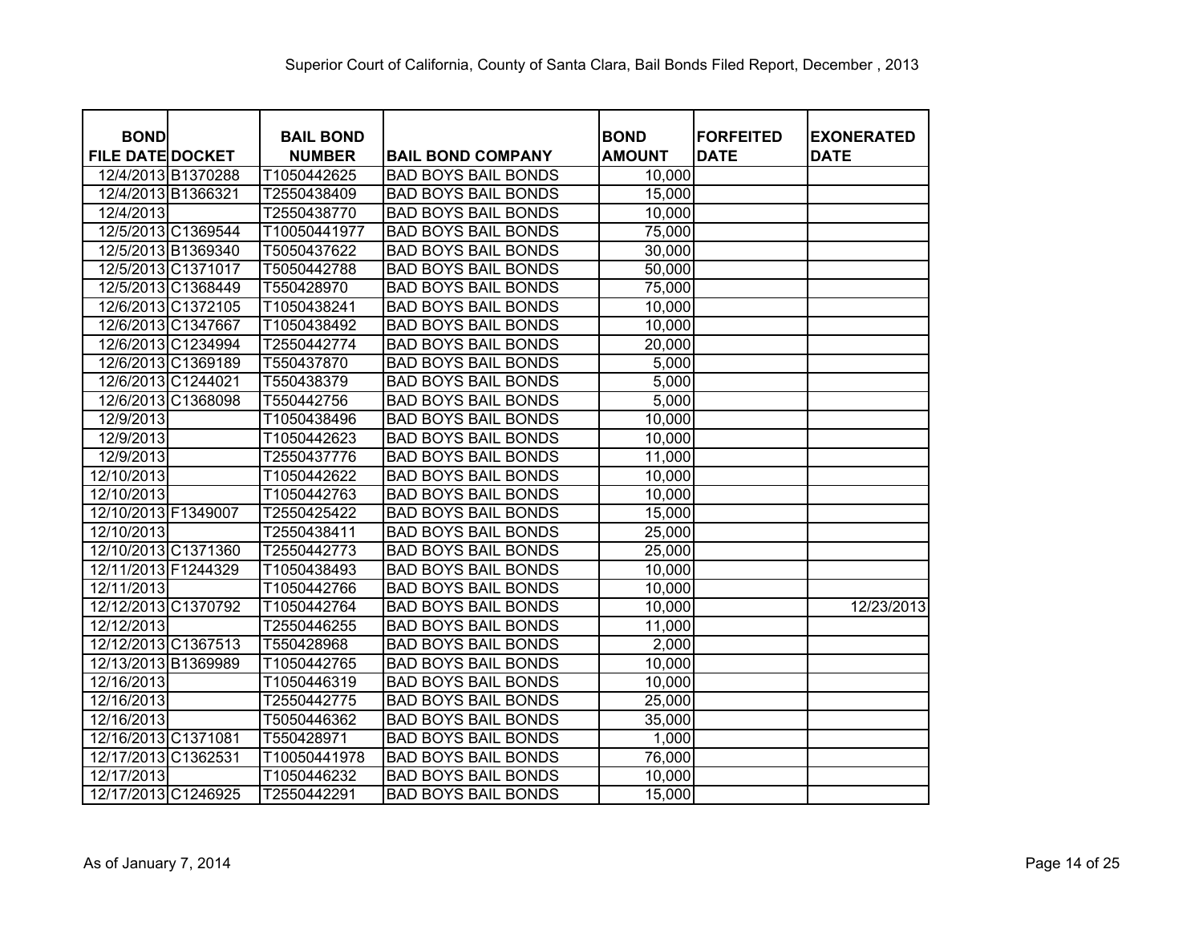Superior Court of California, County of Santa Clara, Bail Bonds Filed Report, December , 2013

| BOND FILE DATE | DOCKET | BAIL BOND NUMBER | BAIL BOND COMPANY | BOND AMOUNT | FORFEITED DATE | EXONERATED DATE |
|---|---|---|---|---|---|---|
| 12/4/2013 | B1370288 | T1050442625 | BAD BOYS BAIL BONDS | 10,000 | | |
| 12/4/2013 | B1366321 | T2550438409 | BAD BOYS BAIL BONDS | 15,000 | | |
| 12/4/2013 | | T2550438770 | BAD BOYS BAIL BONDS | 10,000 | | |
| 12/5/2013 | C1369544 | T10050441977 | BAD BOYS BAIL BONDS | 75,000 | | |
| 12/5/2013 | B1369340 | T5050437622 | BAD BOYS BAIL BONDS | 30,000 | | |
| 12/5/2013 | C1371017 | T5050442788 | BAD BOYS BAIL BONDS | 50,000 | | |
| 12/5/2013 | C1368449 | T550428970 | BAD BOYS BAIL BONDS | 75,000 | | |
| 12/6/2013 | C1372105 | T1050438241 | BAD BOYS BAIL BONDS | 10,000 | | |
| 12/6/2013 | C1347667 | T1050438492 | BAD BOYS BAIL BONDS | 10,000 | | |
| 12/6/2013 | C1234994 | T2550442774 | BAD BOYS BAIL BONDS | 20,000 | | |
| 12/6/2013 | C1369189 | T550437870 | BAD BOYS BAIL BONDS | 5,000 | | |
| 12/6/2013 | C1244021 | T550438379 | BAD BOYS BAIL BONDS | 5,000 | | |
| 12/6/2013 | C1368098 | T550442756 | BAD BOYS BAIL BONDS | 5,000 | | |
| 12/9/2013 | | T1050438496 | BAD BOYS BAIL BONDS | 10,000 | | |
| 12/9/2013 | | T1050442623 | BAD BOYS BAIL BONDS | 10,000 | | |
| 12/9/2013 | | T2550437776 | BAD BOYS BAIL BONDS | 11,000 | | |
| 12/10/2013 | | T1050442622 | BAD BOYS BAIL BONDS | 10,000 | | |
| 12/10/2013 | | T1050442763 | BAD BOYS BAIL BONDS | 10,000 | | |
| 12/10/2013 | F1349007 | T2550425422 | BAD BOYS BAIL BONDS | 15,000 | | |
| 12/10/2013 | | T2550438411 | BAD BOYS BAIL BONDS | 25,000 | | |
| 12/10/2013 | C1371360 | T2550442773 | BAD BOYS BAIL BONDS | 25,000 | | |
| 12/11/2013 | F1244329 | T1050438493 | BAD BOYS BAIL BONDS | 10,000 | | |
| 12/11/2013 | | T1050442766 | BAD BOYS BAIL BONDS | 10,000 | | |
| 12/12/2013 | C1370792 | T1050442764 | BAD BOYS BAIL BONDS | 10,000 | | 12/23/2013 |
| 12/12/2013 | | T2550446255 | BAD BOYS BAIL BONDS | 11,000 | | |
| 12/12/2013 | C1367513 | T550428968 | BAD BOYS BAIL BONDS | 2,000 | | |
| 12/13/2013 | B1369989 | T1050442765 | BAD BOYS BAIL BONDS | 10,000 | | |
| 12/16/2013 | | T1050446319 | BAD BOYS BAIL BONDS | 10,000 | | |
| 12/16/2013 | | T2550442775 | BAD BOYS BAIL BONDS | 25,000 | | |
| 12/16/2013 | | T5050446362 | BAD BOYS BAIL BONDS | 35,000 | | |
| 12/16/2013 | C1371081 | T550428971 | BAD BOYS BAIL BONDS | 1,000 | | |
| 12/17/2013 | C1362531 | T10050441978 | BAD BOYS BAIL BONDS | 76,000 | | |
| 12/17/2013 | | T1050446232 | BAD BOYS BAIL BONDS | 10,000 | | |
| 12/17/2013 | C1246925 | T2550442291 | BAD BOYS BAIL BONDS | 15,000 | | |

As of January 7, 2014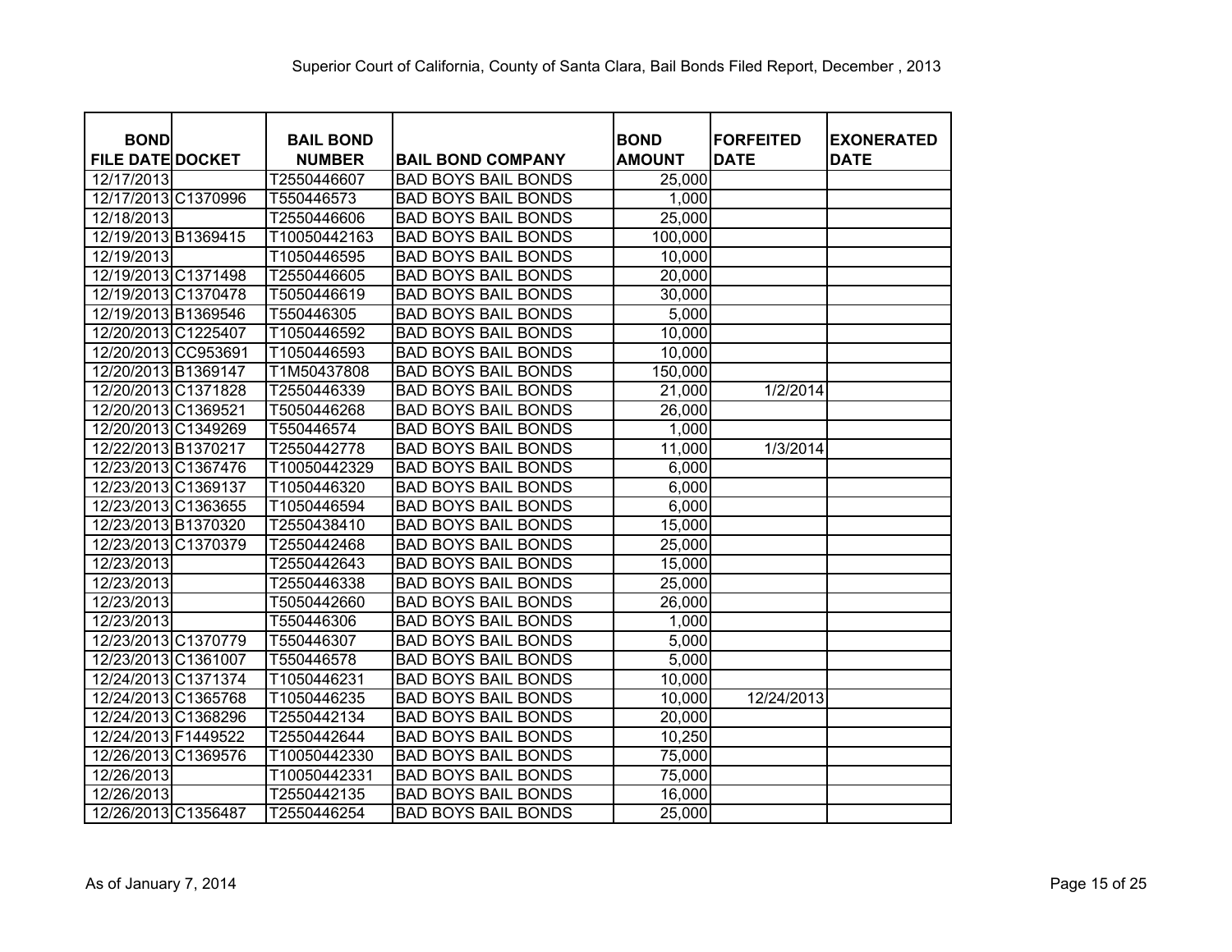Superior Court of California, County of Santa Clara, Bail Bonds Filed Report, December , 2013

| BOND FILE DATE | DOCKET | BAIL BOND NUMBER | BAIL BOND COMPANY | BOND AMOUNT | FORFEITED DATE | EXONERATED DATE |
|---|---|---|---|---|---|---|
| 12/17/2013 | | T2550446607 | BAD BOYS BAIL BONDS | 25,000 | | |
| 12/17/2013 | C1370996 | T550446573 | BAD BOYS BAIL BONDS | 1,000 | | |
| 12/18/2013 | | T2550446606 | BAD BOYS BAIL BONDS | 25,000 | | |
| 12/19/2013 | B1369415 | T10050442163 | BAD BOYS BAIL BONDS | 100,000 | | |
| 12/19/2013 | | T1050446595 | BAD BOYS BAIL BONDS | 10,000 | | |
| 12/19/2013 | C1371498 | T2550446605 | BAD BOYS BAIL BONDS | 20,000 | | |
| 12/19/2013 | C1370478 | T5050446619 | BAD BOYS BAIL BONDS | 30,000 | | |
| 12/19/2013 | B1369546 | T550446305 | BAD BOYS BAIL BONDS | 5,000 | | |
| 12/20/2013 | C1225407 | T1050446592 | BAD BOYS BAIL BONDS | 10,000 | | |
| 12/20/2013 | CC953691 | T1050446593 | BAD BOYS BAIL BONDS | 10,000 | | |
| 12/20/2013 | B1369147 | T1M50437808 | BAD BOYS BAIL BONDS | 150,000 | | |
| 12/20/2013 | C1371828 | T2550446339 | BAD BOYS BAIL BONDS | 21,000 | 1/2/2014 | |
| 12/20/2013 | C1369521 | T5050446268 | BAD BOYS BAIL BONDS | 26,000 | | |
| 12/20/2013 | C1349269 | T550446574 | BAD BOYS BAIL BONDS | 1,000 | | |
| 12/22/2013 | B1370217 | T2550442778 | BAD BOYS BAIL BONDS | 11,000 | 1/3/2014 | |
| 12/23/2013 | C1367476 | T10050442329 | BAD BOYS BAIL BONDS | 6,000 | | |
| 12/23/2013 | C1369137 | T1050446320 | BAD BOYS BAIL BONDS | 6,000 | | |
| 12/23/2013 | C1363655 | T1050446594 | BAD BOYS BAIL BONDS | 6,000 | | |
| 12/23/2013 | B1370320 | T2550438410 | BAD BOYS BAIL BONDS | 15,000 | | |
| 12/23/2013 | C1370379 | T2550442468 | BAD BOYS BAIL BONDS | 25,000 | | |
| 12/23/2013 | | T2550442643 | BAD BOYS BAIL BONDS | 15,000 | | |
| 12/23/2013 | | T2550446338 | BAD BOYS BAIL BONDS | 25,000 | | |
| 12/23/2013 | | T5050442660 | BAD BOYS BAIL BONDS | 26,000 | | |
| 12/23/2013 | | T550446306 | BAD BOYS BAIL BONDS | 1,000 | | |
| 12/23/2013 | C1370779 | T550446307 | BAD BOYS BAIL BONDS | 5,000 | | |
| 12/23/2013 | C1361007 | T550446578 | BAD BOYS BAIL BONDS | 5,000 | | |
| 12/24/2013 | C1371374 | T1050446231 | BAD BOYS BAIL BONDS | 10,000 | | |
| 12/24/2013 | C1365768 | T1050446235 | BAD BOYS BAIL BONDS | 10,000 | 12/24/2013 | |
| 12/24/2013 | C1368296 | T2550442134 | BAD BOYS BAIL BONDS | 20,000 | | |
| 12/24/2013 | F1449522 | T2550442644 | BAD BOYS BAIL BONDS | 10,250 | | |
| 12/26/2013 | C1369576 | T10050442330 | BAD BOYS BAIL BONDS | 75,000 | | |
| 12/26/2013 | | T10050442331 | BAD BOYS BAIL BONDS | 75,000 | | |
| 12/26/2013 | | T2550442135 | BAD BOYS BAIL BONDS | 16,000 | | |
| 12/26/2013 | C1356487 | T2550446254 | BAD BOYS BAIL BONDS | 25,000 | | |

As of January 7, 2014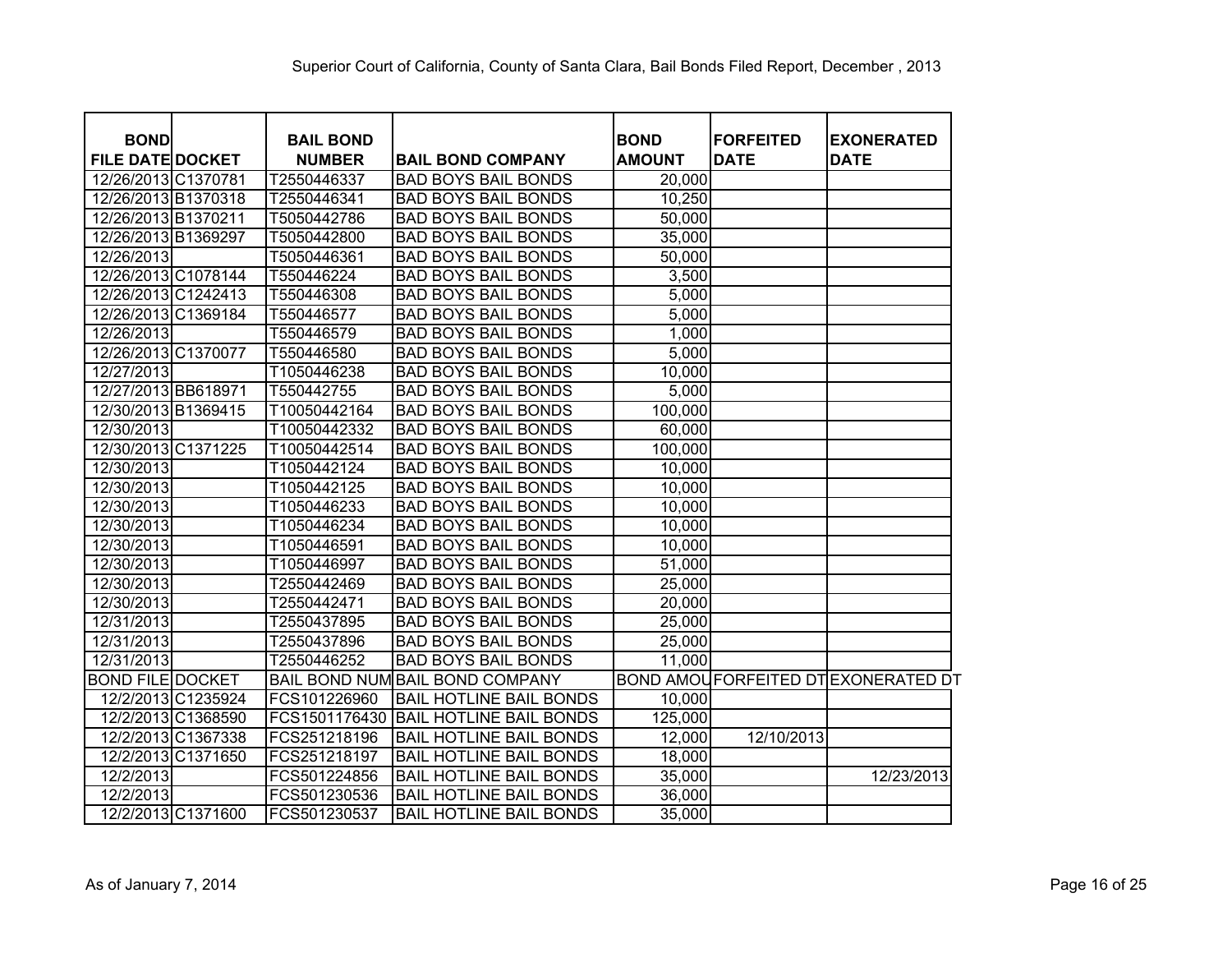Superior Court of California, County of Santa Clara, Bail Bonds Filed Report, December , 2013

| BOND FILE DATE | DOCKET | BAIL BOND NUMBER | BAIL BOND COMPANY | BOND AMOUNT | FORFEITED DATE | EXONERATED DATE |
|---|---|---|---|---|---|---|
| 12/26/2013 | C1370781 | T2550446337 | BAD BOYS BAIL BONDS | 20,000 | | |
| 12/26/2013 | B1370318 | T2550446341 | BAD BOYS BAIL BONDS | 10,250 | | |
| 12/26/2013 | B1370211 | T5050442786 | BAD BOYS BAIL BONDS | 50,000 | | |
| 12/26/2013 | B1369297 | T5050442800 | BAD BOYS BAIL BONDS | 35,000 | | |
| 12/26/2013 | | T5050446361 | BAD BOYS BAIL BONDS | 50,000 | | |
| 12/26/2013 | C1078144 | T550446224 | BAD BOYS BAIL BONDS | 3,500 | | |
| 12/26/2013 | C1242413 | T550446308 | BAD BOYS BAIL BONDS | 5,000 | | |
| 12/26/2013 | C1369184 | T550446577 | BAD BOYS BAIL BONDS | 5,000 | | |
| 12/26/2013 | | T550446579 | BAD BOYS BAIL BONDS | 1,000 | | |
| 12/26/2013 | C1370077 | T550446580 | BAD BOYS BAIL BONDS | 5,000 | | |
| 12/27/2013 | | T1050446238 | BAD BOYS BAIL BONDS | 10,000 | | |
| 12/27/2013 | BB618971 | T550442755 | BAD BOYS BAIL BONDS | 5,000 | | |
| 12/30/2013 | B1369415 | T10050442164 | BAD BOYS BAIL BONDS | 100,000 | | |
| 12/30/2013 | | T10050442332 | BAD BOYS BAIL BONDS | 60,000 | | |
| 12/30/2013 | C1371225 | T10050442514 | BAD BOYS BAIL BONDS | 100,000 | | |
| 12/30/2013 | | T1050442124 | BAD BOYS BAIL BONDS | 10,000 | | |
| 12/30/2013 | | T1050442125 | BAD BOYS BAIL BONDS | 10,000 | | |
| 12/30/2013 | | T1050446233 | BAD BOYS BAIL BONDS | 10,000 | | |
| 12/30/2013 | | T1050446234 | BAD BOYS BAIL BONDS | 10,000 | | |
| 12/30/2013 | | T1050446591 | BAD BOYS BAIL BONDS | 10,000 | | |
| 12/30/2013 | | T1050446997 | BAD BOYS BAIL BONDS | 51,000 | | |
| 12/30/2013 | | T2550442469 | BAD BOYS BAIL BONDS | 25,000 | | |
| 12/30/2013 | | T2550442471 | BAD BOYS BAIL BONDS | 20,000 | | |
| 12/31/2013 | | T2550437895 | BAD BOYS BAIL BONDS | 25,000 | | |
| 12/31/2013 | | T2550437896 | BAD BOYS BAIL BONDS | 25,000 | | |
| 12/31/2013 | | T2550446252 | BAD BOYS BAIL BONDS | 11,000 | | |
| BOND FILE | DOCKET | BAIL BOND NUM | BAIL BOND COMPANY | BOND AMOU | FORFEITED DT | EXONERATED DT |
| 12/2/2013 | C1235924 | FCS101226960 | BAIL HOTLINE BAIL BONDS | 10,000 | | |
| 12/2/2013 | C1368590 | FCS1501176430 | BAIL HOTLINE BAIL BONDS | 125,000 | | |
| 12/2/2013 | C1367338 | FCS251218196 | BAIL HOTLINE BAIL BONDS | 12,000 | 12/10/2013 | |
| 12/2/2013 | C1371650 | FCS251218197 | BAIL HOTLINE BAIL BONDS | 18,000 | | |
| 12/2/2013 | | FCS501224856 | BAIL HOTLINE BAIL BONDS | 35,000 | | 12/23/2013 |
| 12/2/2013 | | FCS501230536 | BAIL HOTLINE BAIL BONDS | 36,000 | | |
| 12/2/2013 | C1371600 | FCS501230537 | BAIL HOTLINE BAIL BONDS | 35,000 | | |

As of January 7, 2014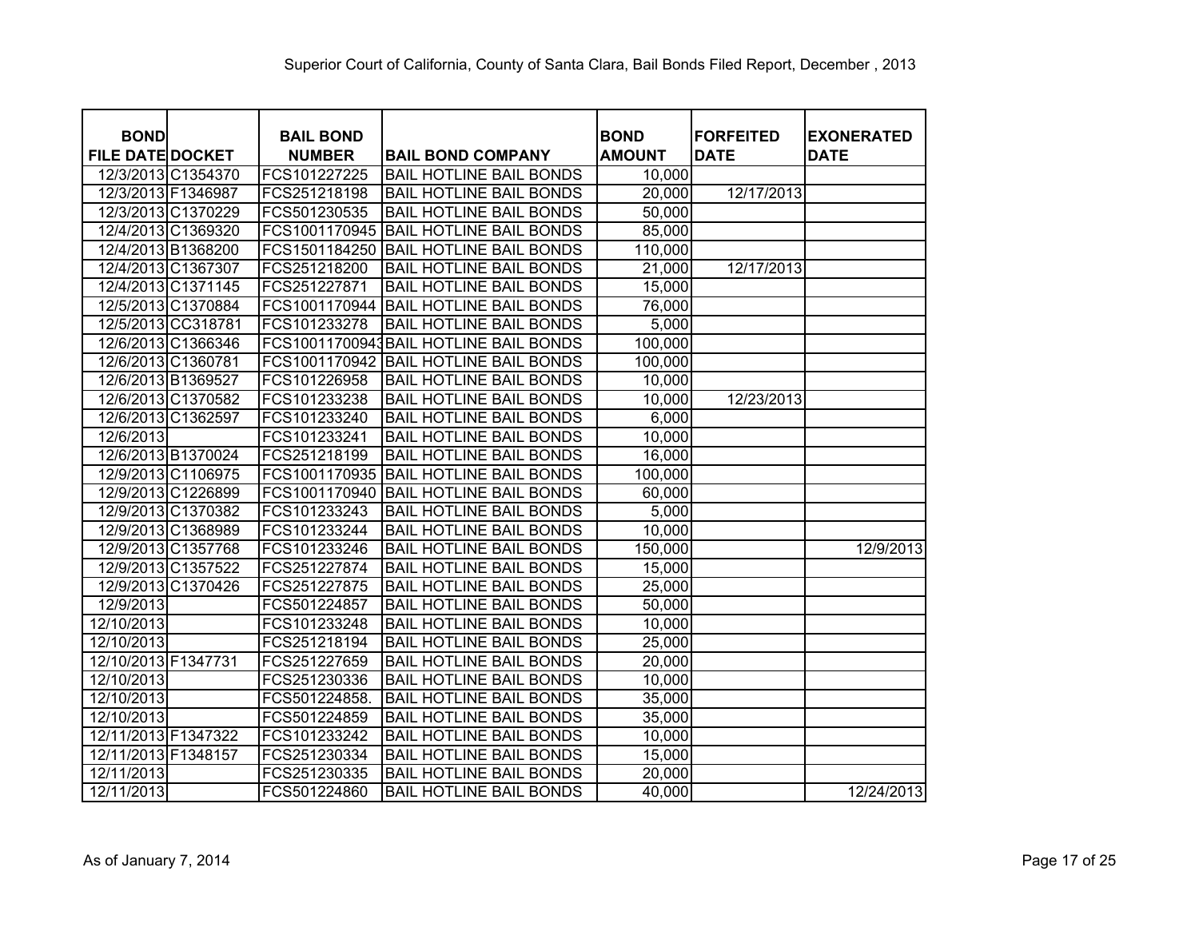Superior Court of California, County of Santa Clara, Bail Bonds Filed Report, December , 2013

| BOND FILE DATE | DOCKET | BAIL BOND NUMBER | BAIL BOND COMPANY | BOND AMOUNT | FORFEITED DATE | EXONERATED DATE |
|---|---|---|---|---|---|---|
| 12/3/2013 | C1354370 | FCS101227225 | BAIL HOTLINE BAIL BONDS | 10,000 | | |
| 12/3/2013 | F1346987 | FCS251218198 | BAIL HOTLINE BAIL BONDS | 20,000 | 12/17/2013 | |
| 12/3/2013 | C1370229 | FCS501230535 | BAIL HOTLINE BAIL BONDS | 50,000 | | |
| 12/4/2013 | C1369320 | FCS1001170945 | BAIL HOTLINE BAIL BONDS | 85,000 | | |
| 12/4/2013 | B1368200 | FCS1501184250 | BAIL HOTLINE BAIL BONDS | 110,000 | | |
| 12/4/2013 | C1367307 | FCS251218200 | BAIL HOTLINE BAIL BONDS | 21,000 | 12/17/2013 | |
| 12/4/2013 | C1371145 | FCS251227871 | BAIL HOTLINE BAIL BONDS | 15,000 | | |
| 12/5/2013 | C1370884 | FCS1001170944 | BAIL HOTLINE BAIL BONDS | 76,000 | | |
| 12/5/2013 | CC318781 | FCS101233278 | BAIL HOTLINE BAIL BONDS | 5,000 | | |
| 12/6/2013 | C1366346 | FCS10011700943 | BAIL HOTLINE BAIL BONDS | 100,000 | | |
| 12/6/2013 | C1360781 | FCS1001170942 | BAIL HOTLINE BAIL BONDS | 100,000 | | |
| 12/6/2013 | B1369527 | FCS101226958 | BAIL HOTLINE BAIL BONDS | 10,000 | | |
| 12/6/2013 | C1370582 | FCS101233238 | BAIL HOTLINE BAIL BONDS | 10,000 | 12/23/2013 | |
| 12/6/2013 | C1362597 | FCS101233240 | BAIL HOTLINE BAIL BONDS | 6,000 | | |
| 12/6/2013 | | FCS101233241 | BAIL HOTLINE BAIL BONDS | 10,000 | | |
| 12/6/2013 | B1370024 | FCS251218199 | BAIL HOTLINE BAIL BONDS | 16,000 | | |
| 12/9/2013 | C1106975 | FCS1001170935 | BAIL HOTLINE BAIL BONDS | 100,000 | | |
| 12/9/2013 | C1226899 | FCS1001170940 | BAIL HOTLINE BAIL BONDS | 60,000 | | |
| 12/9/2013 | C1370382 | FCS101233243 | BAIL HOTLINE BAIL BONDS | 5,000 | | |
| 12/9/2013 | C1368989 | FCS101233244 | BAIL HOTLINE BAIL BONDS | 10,000 | | |
| 12/9/2013 | C1357768 | FCS101233246 | BAIL HOTLINE BAIL BONDS | 150,000 | | 12/9/2013 |
| 12/9/2013 | C1357522 | FCS251227874 | BAIL HOTLINE BAIL BONDS | 15,000 | | |
| 12/9/2013 | C1370426 | FCS251227875 | BAIL HOTLINE BAIL BONDS | 25,000 | | |
| 12/9/2013 | | FCS501224857 | BAIL HOTLINE BAIL BONDS | 50,000 | | |
| 12/10/2013 | | FCS101233248 | BAIL HOTLINE BAIL BONDS | 10,000 | | |
| 12/10/2013 | | FCS251218194 | BAIL HOTLINE BAIL BONDS | 25,000 | | |
| 12/10/2013 | F1347731 | FCS251227659 | BAIL HOTLINE BAIL BONDS | 20,000 | | |
| 12/10/2013 | | FCS251230336 | BAIL HOTLINE BAIL BONDS | 10,000 | | |
| 12/10/2013 | | FCS501224858. | BAIL HOTLINE BAIL BONDS | 35,000 | | |
| 12/10/2013 | | FCS501224859 | BAIL HOTLINE BAIL BONDS | 35,000 | | |
| 12/11/2013 | F1347322 | FCS101233242 | BAIL HOTLINE BAIL BONDS | 10,000 | | |
| 12/11/2013 | F1348157 | FCS251230334 | BAIL HOTLINE BAIL BONDS | 15,000 | | |
| 12/11/2013 | | FCS251230335 | BAIL HOTLINE BAIL BONDS | 20,000 | | |
| 12/11/2013 | | FCS501224860 | BAIL HOTLINE BAIL BONDS | 40,000 | | 12/24/2013 |

As of January 7, 2014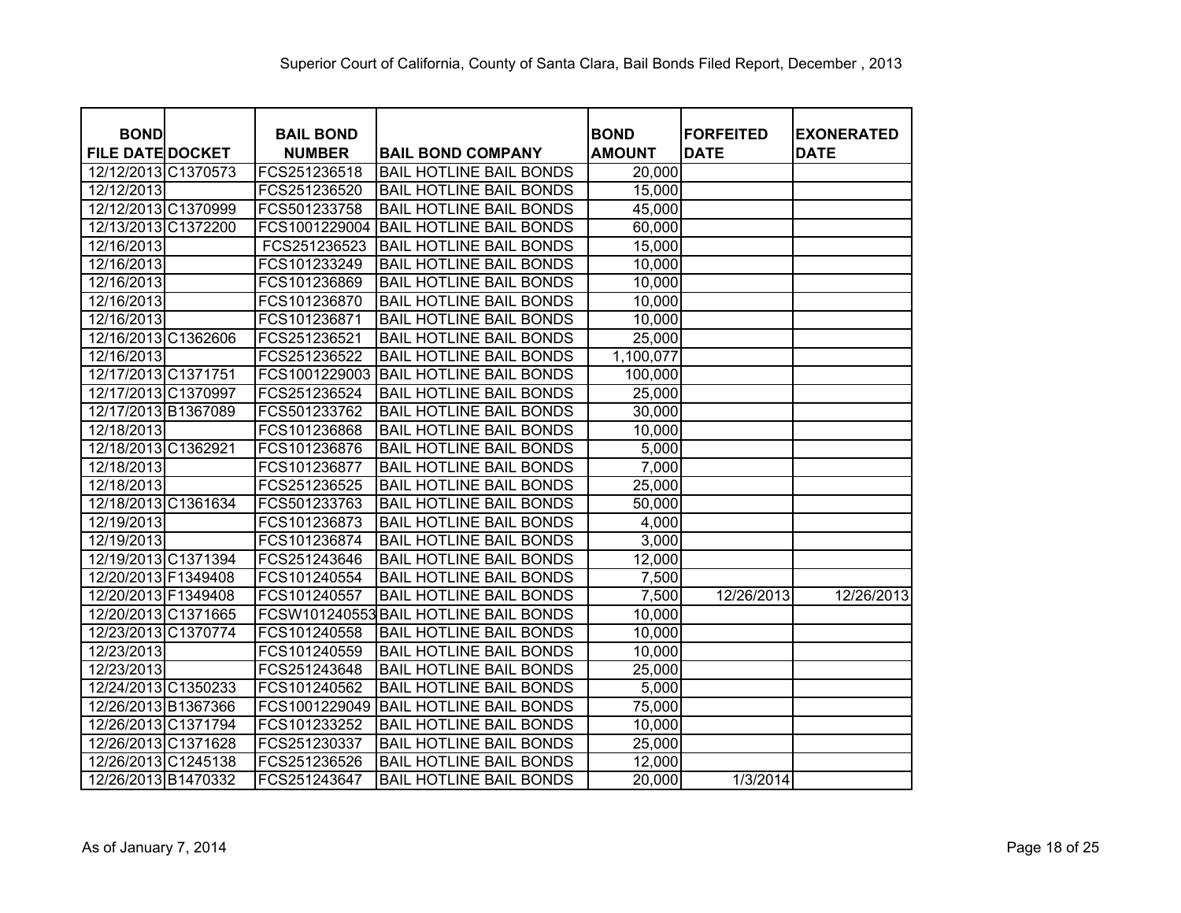Superior Court of California, County of Santa Clara, Bail Bonds Filed Report, December , 2013

| BOND FILE DATE | DOCKET | BAIL BOND NUMBER | BAIL BOND COMPANY | BOND AMOUNT | FORFEITED DATE | EXONERATED DATE |
|---|---|---|---|---|---|---|
| 12/12/2013 | C1370573 | FCS251236518 | BAIL HOTLINE BAIL BONDS | 20,000 | | |
| 12/12/2013 | | FCS251236520 | BAIL HOTLINE BAIL BONDS | 15,000 | | |
| 12/12/2013 | C1370999 | FCS501233758 | BAIL HOTLINE BAIL BONDS | 45,000 | | |
| 12/13/2013 | C1372200 | FCS1001229004 | BAIL HOTLINE BAIL BONDS | 60,000 | | |
| 12/16/2013 | | FCS251236523 | BAIL HOTLINE BAIL BONDS | 15,000 | | |
| 12/16/2013 | | FCS101233249 | BAIL HOTLINE BAIL BONDS | 10,000 | | |
| 12/16/2013 | | FCS101236869 | BAIL HOTLINE BAIL BONDS | 10,000 | | |
| 12/16/2013 | | FCS101236870 | BAIL HOTLINE BAIL BONDS | 10,000 | | |
| 12/16/2013 | | FCS101236871 | BAIL HOTLINE BAIL BONDS | 10,000 | | |
| 12/16/2013 | C1362606 | FCS251236521 | BAIL HOTLINE BAIL BONDS | 25,000 | | |
| 12/16/2013 | | FCS251236522 | BAIL HOTLINE BAIL BONDS | 1,100,077 | | |
| 12/17/2013 | C1371751 | FCS1001229003 | BAIL HOTLINE BAIL BONDS | 100,000 | | |
| 12/17/2013 | C1370997 | FCS251236524 | BAIL HOTLINE BAIL BONDS | 25,000 | | |
| 12/17/2013 | B1367089 | FCS501233762 | BAIL HOTLINE BAIL BONDS | 30,000 | | |
| 12/18/2013 | | FCS101236868 | BAIL HOTLINE BAIL BONDS | 10,000 | | |
| 12/18/2013 | C1362921 | FCS101236876 | BAIL HOTLINE BAIL BONDS | 5,000 | | |
| 12/18/2013 | | FCS101236877 | BAIL HOTLINE BAIL BONDS | 7,000 | | |
| 12/18/2013 | | FCS251236525 | BAIL HOTLINE BAIL BONDS | 25,000 | | |
| 12/18/2013 | C1361634 | FCS501233763 | BAIL HOTLINE BAIL BONDS | 50,000 | | |
| 12/19/2013 | | FCS101236873 | BAIL HOTLINE BAIL BONDS | 4,000 | | |
| 12/19/2013 | | FCS101236874 | BAIL HOTLINE BAIL BONDS | 3,000 | | |
| 12/19/2013 | C1371394 | FCS251243646 | BAIL HOTLINE BAIL BONDS | 12,000 | | |
| 12/20/2013 | F1349408 | FCS101240554 | BAIL HOTLINE BAIL BONDS | 7,500 | | |
| 12/20/2013 | F1349408 | FCS101240557 | BAIL HOTLINE BAIL BONDS | 7,500 | 12/26/2013 | 12/26/2013 |
| 12/20/2013 | C1371665 | FCSW101240553 | BAIL HOTLINE BAIL BONDS | 10,000 | | |
| 12/23/2013 | C1370774 | FCS101240558 | BAIL HOTLINE BAIL BONDS | 10,000 | | |
| 12/23/2013 | | FCS101240559 | BAIL HOTLINE BAIL BONDS | 10,000 | | |
| 12/23/2013 | | FCS251243648 | BAIL HOTLINE BAIL BONDS | 25,000 | | |
| 12/24/2013 | C1350233 | FCS101240562 | BAIL HOTLINE BAIL BONDS | 5,000 | | |
| 12/26/2013 | B1367366 | FCS1001229049 | BAIL HOTLINE BAIL BONDS | 75,000 | | |
| 12/26/2013 | C1371794 | FCS101233252 | BAIL HOTLINE BAIL BONDS | 10,000 | | |
| 12/26/2013 | C1371628 | FCS251230337 | BAIL HOTLINE BAIL BONDS | 25,000 | | |
| 12/26/2013 | C1245138 | FCS251236526 | BAIL HOTLINE BAIL BONDS | 12,000 | | |
| 12/26/2013 | B1470332 | FCS251243647 | BAIL HOTLINE BAIL BONDS | 20,000 | 1/3/2014 | |

As of January 7, 2014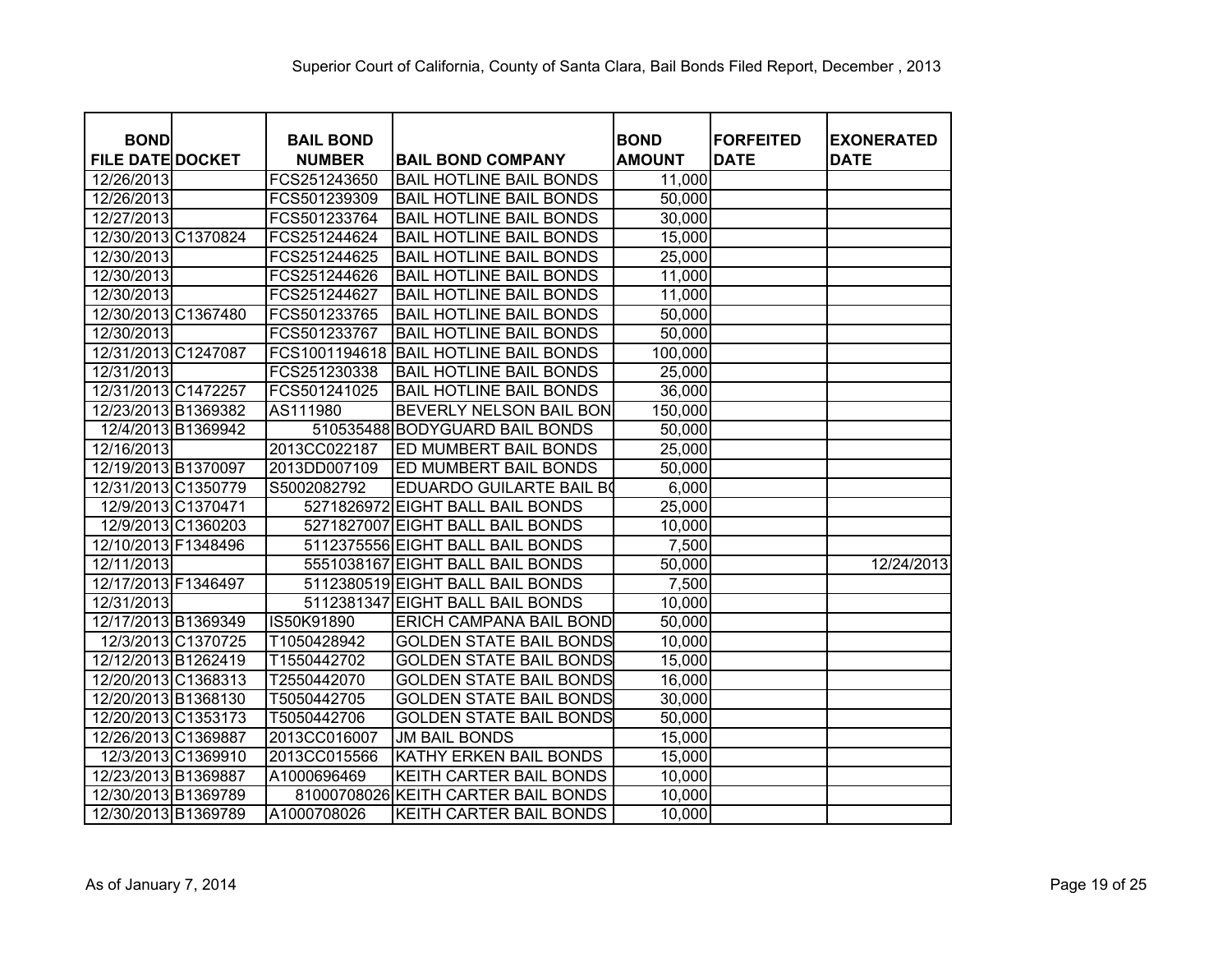Superior Court of California, County of Santa Clara, Bail Bonds Filed Report, December , 2013

| BOND FILE DATE | DOCKET | BAIL BOND NUMBER | BAIL BOND COMPANY | BOND AMOUNT | FORFEITED DATE | EXONERATED DATE |
|---|---|---|---|---|---|---|
| 12/26/2013 | | FCS251243650 | BAIL HOTLINE BAIL BONDS | 11,000 | | |
| 12/26/2013 | | FCS501239309 | BAIL HOTLINE BAIL BONDS | 50,000 | | |
| 12/27/2013 | | FCS501233764 | BAIL HOTLINE BAIL BONDS | 30,000 | | |
| 12/30/2013 | C1370824 | FCS251244624 | BAIL HOTLINE BAIL BONDS | 15,000 | | |
| 12/30/2013 | | FCS251244625 | BAIL HOTLINE BAIL BONDS | 25,000 | | |
| 12/30/2013 | | FCS251244626 | BAIL HOTLINE BAIL BONDS | 11,000 | | |
| 12/30/2013 | | FCS251244627 | BAIL HOTLINE BAIL BONDS | 11,000 | | |
| 12/30/2013 | C1367480 | FCS501233765 | BAIL HOTLINE BAIL BONDS | 50,000 | | |
| 12/30/2013 | | FCS501233767 | BAIL HOTLINE BAIL BONDS | 50,000 | | |
| 12/31/2013 | C1247087 | FCS1001194618 | BAIL HOTLINE BAIL BONDS | 100,000 | | |
| 12/31/2013 | | FCS251230338 | BAIL HOTLINE BAIL BONDS | 25,000 | | |
| 12/31/2013 | C1472257 | FCS501241025 | BAIL HOTLINE BAIL BONDS | 36,000 | | |
| 12/23/2013 | B1369382 | AS111980 | BEVERLY NELSON BAIL BON | 150,000 | | |
| 12/4/2013 | B1369942 | 510535488 | BODYGUARD BAIL BONDS | 50,000 | | |
| 12/16/2013 | | 2013CC022187 | ED MUMBERT BAIL BONDS | 25,000 | | |
| 12/19/2013 | B1370097 | 2013DD007109 | ED MUMBERT BAIL BONDS | 50,000 | | |
| 12/31/2013 | C1350779 | S5002082792 | EDUARDO GUILARTE BAIL BO | 6,000 | | |
| 12/9/2013 | C1370471 | 5271826972 | EIGHT BALL BAIL BONDS | 25,000 | | |
| 12/9/2013 | C1360203 | 5271827007 | EIGHT BALL BAIL BONDS | 10,000 | | |
| 12/10/2013 | F1348496 | 5112375556 | EIGHT BALL BAIL BONDS | 7,500 | | |
| 12/11/2013 | | 5551038167 | EIGHT BALL BAIL BONDS | 50,000 | | 12/24/2013 |
| 12/17/2013 | F1346497 | 5112380519 | EIGHT BALL BAIL BONDS | 7,500 | | |
| 12/31/2013 | | 5112381347 | EIGHT BALL BAIL BONDS | 10,000 | | |
| 12/17/2013 | B1369349 | IS50K91890 | ERICH CAMPANA BAIL BOND | 50,000 | | |
| 12/3/2013 | C1370725 | T1050428942 | GOLDEN STATE BAIL BONDS | 10,000 | | |
| 12/12/2013 | B1262419 | T1550442702 | GOLDEN STATE BAIL BONDS | 15,000 | | |
| 12/20/2013 | C1368313 | T2550442070 | GOLDEN STATE BAIL BONDS | 16,000 | | |
| 12/20/2013 | B1368130 | T5050442705 | GOLDEN STATE BAIL BONDS | 30,000 | | |
| 12/20/2013 | C1353173 | T5050442706 | GOLDEN STATE BAIL BONDS | 50,000 | | |
| 12/26/2013 | C1369887 | 2013CC016007 | JM BAIL BONDS | 15,000 | | |
| 12/3/2013 | C1369910 | 2013CC015566 | KATHY ERKEN BAIL BONDS | 15,000 | | |
| 12/23/2013 | B1369887 | A1000696469 | KEITH CARTER BAIL BONDS | 10,000 | | |
| 12/30/2013 | B1369789 | 81000708026 | KEITH CARTER BAIL BONDS | 10,000 | | |
| 12/30/2013 | B1369789 | A1000708026 | KEITH CARTER BAIL BONDS | 10,000 | | |

As of January 7, 2014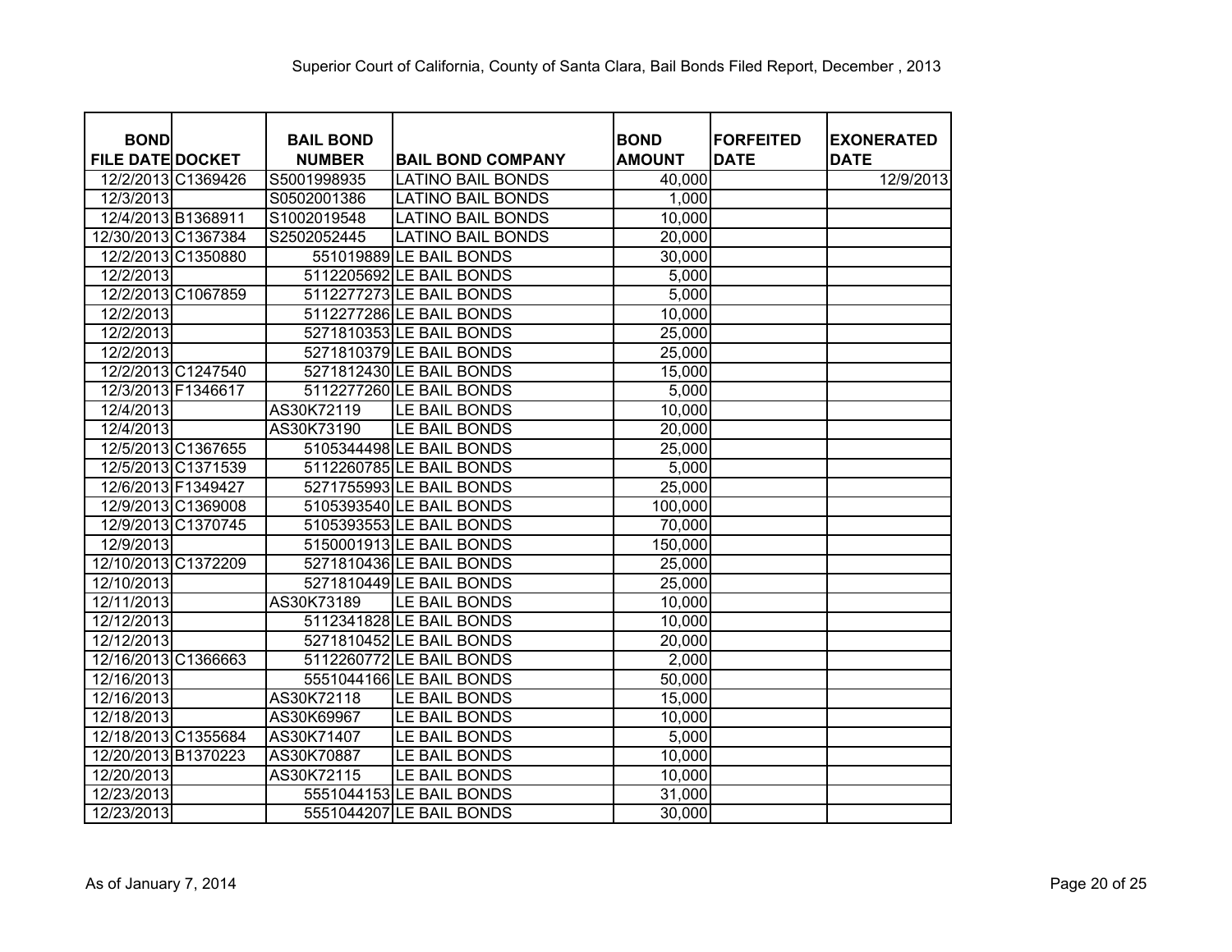Superior Court of California, County of Santa Clara, Bail Bonds Filed Report, December , 2013

| BOND FILE DATE | DOCKET | BAIL BOND NUMBER | BAIL BOND COMPANY | BOND AMOUNT | FORFEITED DATE | EXONERATED DATE |
|---|---|---|---|---|---|---|
| 12/2/2013 | C1369426 | S5001998935 | LATINO BAIL BONDS | 40,000 | | 12/9/2013 |
| 12/3/2013 | | S0502001386 | LATINO BAIL BONDS | 1,000 | | |
| 12/4/2013 | B1368911 | S1002019548 | LATINO BAIL BONDS | 10,000 | | |
| 12/30/2013 | C1367384 | S2502052445 | LATINO BAIL BONDS | 20,000 | | |
| 12/2/2013 | C1350880 | 551019889 | LE BAIL BONDS | 30,000 | | |
| 12/2/2013 | | 5112205692 | LE BAIL BONDS | 5,000 | | |
| 12/2/2013 | C1067859 | 5112277273 | LE BAIL BONDS | 5,000 | | |
| 12/2/2013 | | 5112277286 | LE BAIL BONDS | 10,000 | | |
| 12/2/2013 | | 5271810353 | LE BAIL BONDS | 25,000 | | |
| 12/2/2013 | | 5271810379 | LE BAIL BONDS | 25,000 | | |
| 12/2/2013 | C1247540 | 5271812430 | LE BAIL BONDS | 15,000 | | |
| 12/3/2013 | F1346617 | 5112277260 | LE BAIL BONDS | 5,000 | | |
| 12/4/2013 | | AS30K72119 | LE BAIL BONDS | 10,000 | | |
| 12/4/2013 | | AS30K73190 | LE BAIL BONDS | 20,000 | | |
| 12/5/2013 | C1367655 | 5105344498 | LE BAIL BONDS | 25,000 | | |
| 12/5/2013 | C1371539 | 5112260785 | LE BAIL BONDS | 5,000 | | |
| 12/6/2013 | F1349427 | 5271755993 | LE BAIL BONDS | 25,000 | | |
| 12/9/2013 | C1369008 | 5105393540 | LE BAIL BONDS | 100,000 | | |
| 12/9/2013 | C1370745 | 5105393553 | LE BAIL BONDS | 70,000 | | |
| 12/9/2013 | | 5150001913 | LE BAIL BONDS | 150,000 | | |
| 12/10/2013 | C1372209 | 5271810436 | LE BAIL BONDS | 25,000 | | |
| 12/10/2013 | | 5271810449 | LE BAIL BONDS | 25,000 | | |
| 12/11/2013 | | AS30K73189 | LE BAIL BONDS | 10,000 | | |
| 12/12/2013 | | 5112341828 | LE BAIL BONDS | 10,000 | | |
| 12/12/2013 | | 5271810452 | LE BAIL BONDS | 20,000 | | |
| 12/16/2013 | C1366663 | 5112260772 | LE BAIL BONDS | 2,000 | | |
| 12/16/2013 | | 5551044166 | LE BAIL BONDS | 50,000 | | |
| 12/16/2013 | | AS30K72118 | LE BAIL BONDS | 15,000 | | |
| 12/18/2013 | | AS30K69967 | LE BAIL BONDS | 10,000 | | |
| 12/18/2013 | C1355684 | AS30K71407 | LE BAIL BONDS | 5,000 | | |
| 12/20/2013 | B1370223 | AS30K70887 | LE BAIL BONDS | 10,000 | | |
| 12/20/2013 | | AS30K72115 | LE BAIL BONDS | 10,000 | | |
| 12/23/2013 | | 5551044153 | LE BAIL BONDS | 31,000 | | |
| 12/23/2013 | | 5551044207 | LE BAIL BONDS | 30,000 | | |

As of January 7, 2014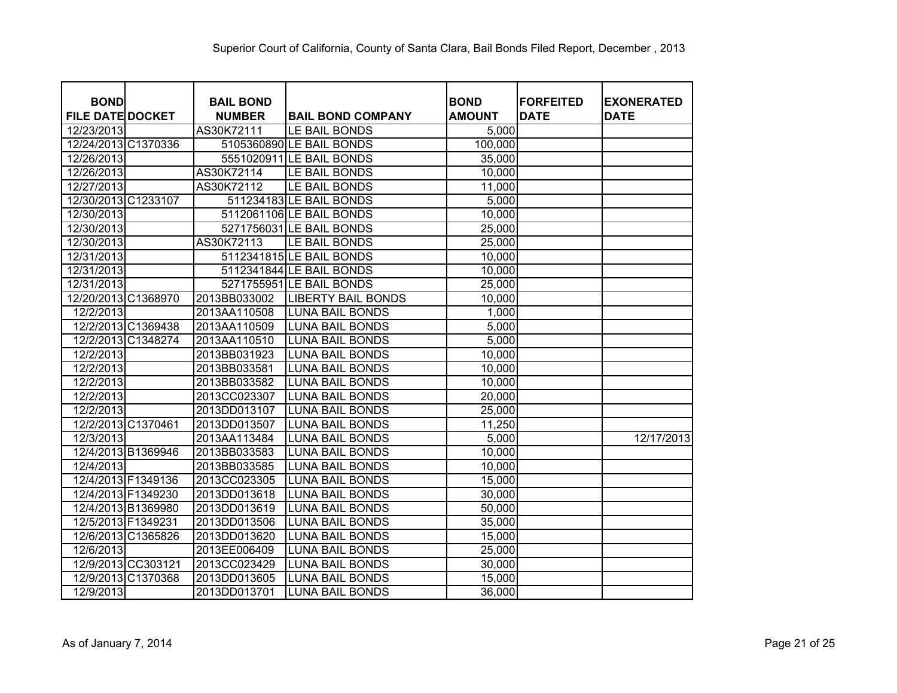Superior Court of California, County of Santa Clara, Bail Bonds Filed Report, December , 2013

| BOND FILE DATE | DOCKET | BAIL BOND NUMBER | BAIL BOND COMPANY | BOND AMOUNT | FORFEITED DATE | EXONERATED DATE |
|---|---|---|---|---|---|---|
| 12/23/2013 | | AS30K72111 | LE BAIL BONDS | 5,000 | | |
| 12/24/2013 | C1370336 | 5105360890 | LE BAIL BONDS | 100,000 | | |
| 12/26/2013 | | 5551020911 | LE BAIL BONDS | 35,000 | | |
| 12/26/2013 | | AS30K72114 | LE BAIL BONDS | 10,000 | | |
| 12/27/2013 | | AS30K72112 | LE BAIL BONDS | 11,000 | | |
| 12/30/2013 | C1233107 | 511234183 | LE BAIL BONDS | 5,000 | | |
| 12/30/2013 | | 5112061106 | LE BAIL BONDS | 10,000 | | |
| 12/30/2013 | | 5271756031 | LE BAIL BONDS | 25,000 | | |
| 12/30/2013 | | AS30K72113 | LE BAIL BONDS | 25,000 | | |
| 12/31/2013 | | 5112341815 | LE BAIL BONDS | 10,000 | | |
| 12/31/2013 | | 5112341844 | LE BAIL BONDS | 10,000 | | |
| 12/31/2013 | | 5271755951 | LE BAIL BONDS | 25,000 | | |
| 12/20/2013 | C1368970 | 2013BB033002 | LIBERTY BAIL BONDS | 10,000 | | |
| 12/2/2013 | | 2013AA110508 | LUNA BAIL BONDS | 1,000 | | |
| 12/2/2013 | C1369438 | 2013AA110509 | LUNA BAIL BONDS | 5,000 | | |
| 12/2/2013 | C1348274 | 2013AA110510 | LUNA BAIL BONDS | 5,000 | | |
| 12/2/2013 | | 2013BB031923 | LUNA BAIL BONDS | 10,000 | | |
| 12/2/2013 | | 2013BB033581 | LUNA BAIL BONDS | 10,000 | | |
| 12/2/2013 | | 2013BB033582 | LUNA BAIL BONDS | 10,000 | | |
| 12/2/2013 | | 2013CC023307 | LUNA BAIL BONDS | 20,000 | | |
| 12/2/2013 | | 2013DD013107 | LUNA BAIL BONDS | 25,000 | | |
| 12/2/2013 | C1370461 | 2013DD013507 | LUNA BAIL BONDS | 11,250 | | |
| 12/3/2013 | | 2013AA113484 | LUNA BAIL BONDS | 5,000 | | 12/17/2013 |
| 12/4/2013 | B1369946 | 2013BB033583 | LUNA BAIL BONDS | 10,000 | | |
| 12/4/2013 | | 2013BB033585 | LUNA BAIL BONDS | 10,000 | | |
| 12/4/2013 | F1349136 | 2013CC023305 | LUNA BAIL BONDS | 15,000 | | |
| 12/4/2013 | F1349230 | 2013DD013618 | LUNA BAIL BONDS | 30,000 | | |
| 12/4/2013 | B1369980 | 2013DD013619 | LUNA BAIL BONDS | 50,000 | | |
| 12/5/2013 | F1349231 | 2013DD013506 | LUNA BAIL BONDS | 35,000 | | |
| 12/6/2013 | C1365826 | 2013DD013620 | LUNA BAIL BONDS | 15,000 | | |
| 12/6/2013 | | 2013EE006409 | LUNA BAIL BONDS | 25,000 | | |
| 12/9/2013 | CC303121 | 2013CC023429 | LUNA BAIL BONDS | 30,000 | | |
| 12/9/2013 | C1370368 | 2013DD013605 | LUNA BAIL BONDS | 15,000 | | |
| 12/9/2013 | | 2013DD013701 | LUNA BAIL BONDS | 36,000 | | |

As of January 7, 2014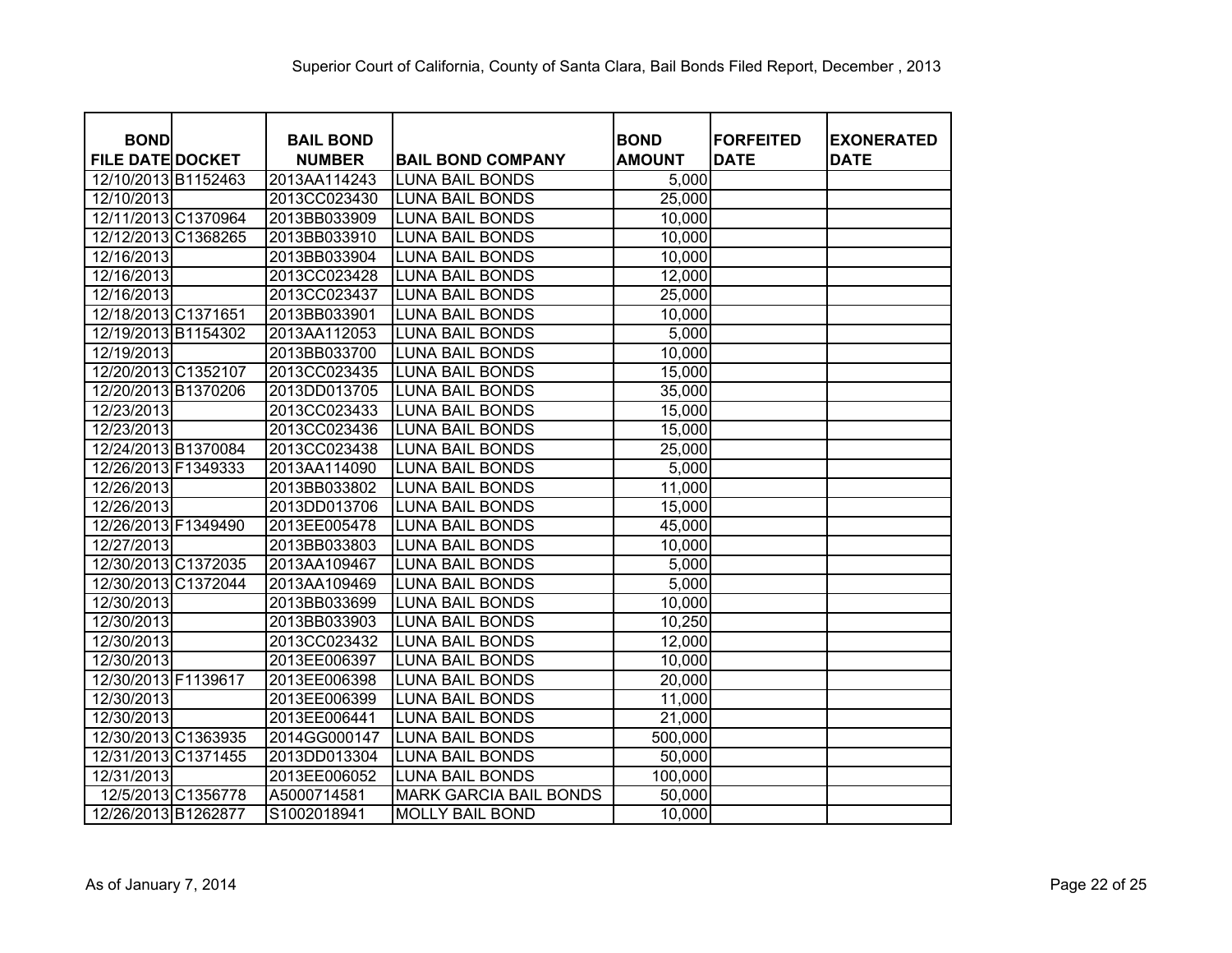Superior Court of California, County of Santa Clara, Bail Bonds Filed Report, December , 2013

| BOND FILE DATE | DOCKET | BAIL BOND NUMBER | BAIL BOND COMPANY | BOND AMOUNT | FORFEITED DATE | EXONERATED DATE |
|---|---|---|---|---|---|---|
| 12/10/2013 | B1152463 | 2013AA114243 | LUNA BAIL BONDS | 5,000 | | |
| 12/10/2013 | | 2013CC023430 | LUNA BAIL BONDS | 25,000 | | |
| 12/11/2013 | C1370964 | 2013BB033909 | LUNA BAIL BONDS | 10,000 | | |
| 12/12/2013 | C1368265 | 2013BB033910 | LUNA BAIL BONDS | 10,000 | | |
| 12/16/2013 | | 2013BB033904 | LUNA BAIL BONDS | 10,000 | | |
| 12/16/2013 | | 2013CC023428 | LUNA BAIL BONDS | 12,000 | | |
| 12/16/2013 | | 2013CC023437 | LUNA BAIL BONDS | 25,000 | | |
| 12/18/2013 | C1371651 | 2013BB033901 | LUNA BAIL BONDS | 10,000 | | |
| 12/19/2013 | B1154302 | 2013AA112053 | LUNA BAIL BONDS | 5,000 | | |
| 12/19/2013 | | 2013BB033700 | LUNA BAIL BONDS | 10,000 | | |
| 12/20/2013 | C1352107 | 2013CC023435 | LUNA BAIL BONDS | 15,000 | | |
| 12/20/2013 | B1370206 | 2013DD013705 | LUNA BAIL BONDS | 35,000 | | |
| 12/23/2013 | | 2013CC023433 | LUNA BAIL BONDS | 15,000 | | |
| 12/23/2013 | | 2013CC023436 | LUNA BAIL BONDS | 15,000 | | |
| 12/24/2013 | B1370084 | 2013CC023438 | LUNA BAIL BONDS | 25,000 | | |
| 12/26/2013 | F1349333 | 2013AA114090 | LUNA BAIL BONDS | 5,000 | | |
| 12/26/2013 | | 2013BB033802 | LUNA BAIL BONDS | 11,000 | | |
| 12/26/2013 | | 2013DD013706 | LUNA BAIL BONDS | 15,000 | | |
| 12/26/2013 | F1349490 | 2013EE005478 | LUNA BAIL BONDS | 45,000 | | |
| 12/27/2013 | | 2013BB033803 | LUNA BAIL BONDS | 10,000 | | |
| 12/30/2013 | C1372035 | 2013AA109467 | LUNA BAIL BONDS | 5,000 | | |
| 12/30/2013 | C1372044 | 2013AA109469 | LUNA BAIL BONDS | 5,000 | | |
| 12/30/2013 | | 2013BB033699 | LUNA BAIL BONDS | 10,000 | | |
| 12/30/2013 | | 2013BB033903 | LUNA BAIL BONDS | 10,250 | | |
| 12/30/2013 | | 2013CC023432 | LUNA BAIL BONDS | 12,000 | | |
| 12/30/2013 | | 2013EE006397 | LUNA BAIL BONDS | 10,000 | | |
| 12/30/2013 | F1139617 | 2013EE006398 | LUNA BAIL BONDS | 20,000 | | |
| 12/30/2013 | | 2013EE006399 | LUNA BAIL BONDS | 11,000 | | |
| 12/30/2013 | | 2013EE006441 | LUNA BAIL BONDS | 21,000 | | |
| 12/30/2013 | C1363935 | 2014GG000147 | LUNA BAIL BONDS | 500,000 | | |
| 12/31/2013 | C1371455 | 2013DD013304 | LUNA BAIL BONDS | 50,000 | | |
| 12/31/2013 | | 2013EE006052 | LUNA BAIL BONDS | 100,000 | | |
| 12/5/2013 | C1356778 | A5000714581 | MARK GARCIA BAIL BONDS | 50,000 | | |
| 12/26/2013 | B1262877 | S1002018941 | MOLLY BAIL BOND | 10,000 | | |

As of January 7, 2014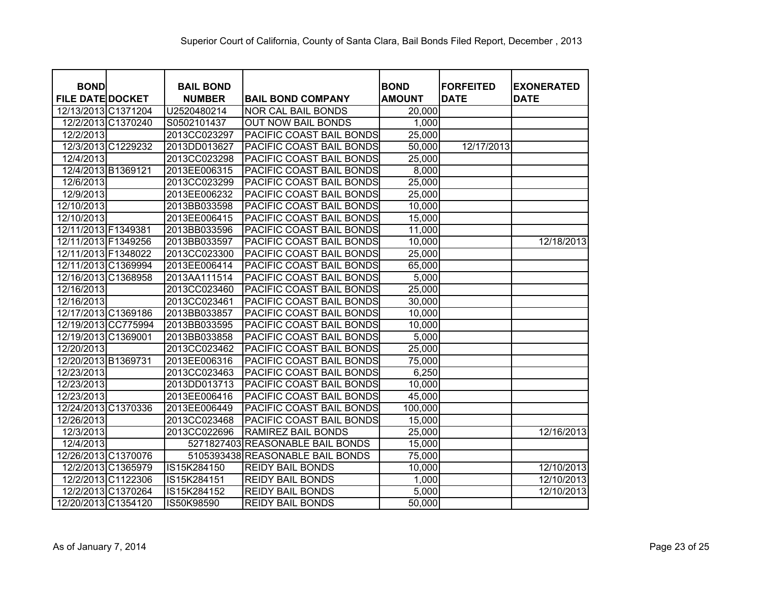Superior Court of California, County of Santa Clara, Bail Bonds Filed Report, December , 2013

| BOND FILE DATE | DOCKET | BAIL BOND NUMBER | BAIL BOND COMPANY | BOND AMOUNT | FORFEITED DATE | EXONERATED DATE |
|---|---|---|---|---|---|---|
| 12/13/2013 | C1371204 | U2520480214 | NOR CAL BAIL BONDS | 20,000 | | |
| 12/2/2013 | C1370240 | S0502101437 | OUT NOW BAIL BONDS | 1,000 | | |
| 12/2/2013 | | 2013CC023297 | PACIFIC COAST BAIL BONDS | 25,000 | | |
| 12/3/2013 | C1229232 | 2013DD013627 | PACIFIC COAST BAIL BONDS | 50,000 | 12/17/2013 | |
| 12/4/2013 | | 2013CC023298 | PACIFIC COAST BAIL BONDS | 25,000 | | |
| 12/4/2013 | B1369121 | 2013EE006315 | PACIFIC COAST BAIL BONDS | 8,000 | | |
| 12/6/2013 | | 2013CC023299 | PACIFIC COAST BAIL BONDS | 25,000 | | |
| 12/9/2013 | | 2013EE006232 | PACIFIC COAST BAIL BONDS | 25,000 | | |
| 12/10/2013 | | 2013BB033598 | PACIFIC COAST BAIL BONDS | 10,000 | | |
| 12/10/2013 | | 2013EE006415 | PACIFIC COAST BAIL BONDS | 15,000 | | |
| 12/11/2013 | F1349381 | 2013BB033596 | PACIFIC COAST BAIL BONDS | 11,000 | | |
| 12/11/2013 | F1349256 | 2013BB033597 | PACIFIC COAST BAIL BONDS | 10,000 | | 12/18/2013 |
| 12/11/2013 | F1348022 | 2013CC023300 | PACIFIC COAST BAIL BONDS | 25,000 | | |
| 12/11/2013 | C1369994 | 2013EE006414 | PACIFIC COAST BAIL BONDS | 65,000 | | |
| 12/16/2013 | C1368958 | 2013AA111514 | PACIFIC COAST BAIL BONDS | 5,000 | | |
| 12/16/2013 | | 2013CC023460 | PACIFIC COAST BAIL BONDS | 25,000 | | |
| 12/16/2013 | | 2013CC023461 | PACIFIC COAST BAIL BONDS | 30,000 | | |
| 12/17/2013 | C1369186 | 2013BB033857 | PACIFIC COAST BAIL BONDS | 10,000 | | |
| 12/19/2013 | CC775994 | 2013BB033595 | PACIFIC COAST BAIL BONDS | 10,000 | | |
| 12/19/2013 | C1369001 | 2013BB033858 | PACIFIC COAST BAIL BONDS | 5,000 | | |
| 12/20/2013 | | 2013CC023462 | PACIFIC COAST BAIL BONDS | 25,000 | | |
| 12/20/2013 | B1369731 | 2013EE006316 | PACIFIC COAST BAIL BONDS | 75,000 | | |
| 12/23/2013 | | 2013CC023463 | PACIFIC COAST BAIL BONDS | 6,250 | | |
| 12/23/2013 | | 2013DD013713 | PACIFIC COAST BAIL BONDS | 10,000 | | |
| 12/23/2013 | | 2013EE006416 | PACIFIC COAST BAIL BONDS | 45,000 | | |
| 12/24/2013 | C1370336 | 2013EE006449 | PACIFIC COAST BAIL BONDS | 100,000 | | |
| 12/26/2013 | | 2013CC023468 | PACIFIC COAST BAIL BONDS | 15,000 | | |
| 12/3/2013 | | 2013CC022696 | RAMIREZ BAIL BONDS | 25,000 | | 12/16/2013 |
| 12/4/2013 | | 5271827403 | REASONABLE BAIL BONDS | 15,000 | | |
| 12/26/2013 | C1370076 | 5105393438 | REASONABLE BAIL BONDS | 75,000 | | |
| 12/2/2013 | C1365979 | IS15K284150 | REIDY BAIL BONDS | 10,000 | | 12/10/2013 |
| 12/2/2013 | C1122306 | IS15K284151 | REIDY BAIL BONDS | 1,000 | | 12/10/2013 |
| 12/2/2013 | C1370264 | IS15K284152 | REIDY BAIL BONDS | 5,000 | | 12/10/2013 |
| 12/20/2013 | C1354120 | IS50K98590 | REIDY BAIL BONDS | 50,000 | | |

As of January 7, 2014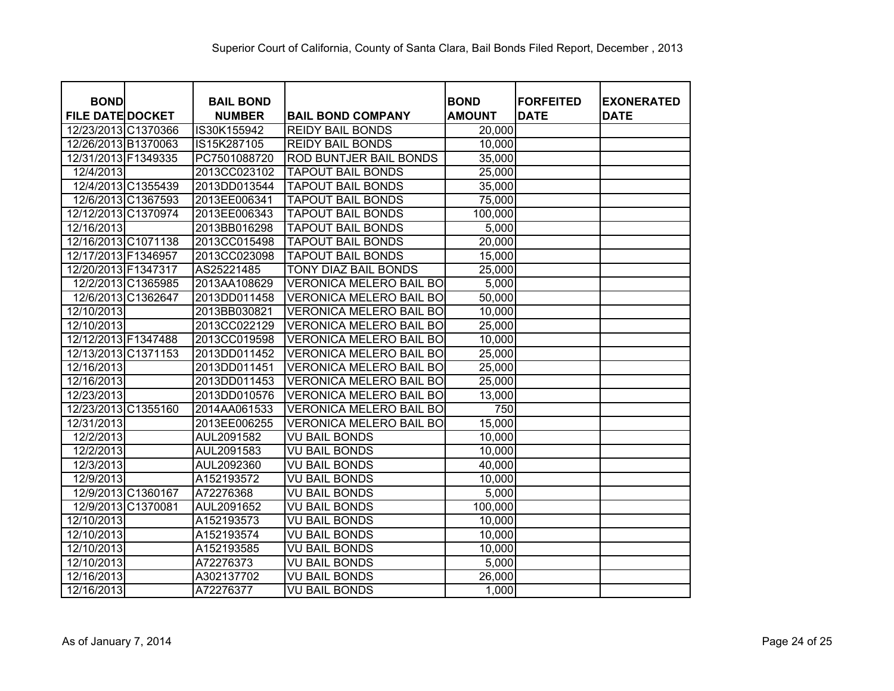Superior Court of California, County of Santa Clara, Bail Bonds Filed Report, December , 2013

| BOND FILE DATE | DOCKET | BAIL BOND NUMBER | BAIL BOND COMPANY | BOND AMOUNT | FORFEITED DATE | EXONERATED DATE |
|---|---|---|---|---|---|---|
| 12/23/2013 | C1370366 | IS30K155942 | REIDY BAIL BONDS | 20,000 | | |
| 12/26/2013 | B1370063 | IS15K287105 | REIDY BAIL BONDS | 10,000 | | |
| 12/31/2013 | F1349335 | PC7501088720 | ROD BUNTJER BAIL BONDS | 35,000 | | |
| 12/4/2013 | | 2013CC023102 | TAPOUT BAIL BONDS | 25,000 | | |
| 12/4/2013 | C1355439 | 2013DD013544 | TAPOUT BAIL BONDS | 35,000 | | |
| 12/6/2013 | C1367593 | 2013EE006341 | TAPOUT BAIL BONDS | 75,000 | | |
| 12/12/2013 | C1370974 | 2013EE006343 | TAPOUT BAIL BONDS | 100,000 | | |
| 12/16/2013 | | 2013BB016298 | TAPOUT BAIL BONDS | 5,000 | | |
| 12/16/2013 | C1071138 | 2013CC015498 | TAPOUT BAIL BONDS | 20,000 | | |
| 12/17/2013 | F1346957 | 2013CC023098 | TAPOUT BAIL BONDS | 15,000 | | |
| 12/20/2013 | F1347317 | AS25221485 | TONY DIAZ BAIL BONDS | 25,000 | | |
| 12/2/2013 | C1365985 | 2013AA108629 | VERONICA MELERO BAIL BO | 5,000 | | |
| 12/6/2013 | C1362647 | 2013DD011458 | VERONICA MELERO BAIL BO | 50,000 | | |
| 12/10/2013 | | 2013BB030821 | VERONICA MELERO BAIL BO | 10,000 | | |
| 12/10/2013 | | 2013CC022129 | VERONICA MELERO BAIL BO | 25,000 | | |
| 12/12/2013 | F1347488 | 2013CC019598 | VERONICA MELERO BAIL BO | 10,000 | | |
| 12/13/2013 | C1371153 | 2013DD011452 | VERONICA MELERO BAIL BO | 25,000 | | |
| 12/16/2013 | | 2013DD011451 | VERONICA MELERO BAIL BO | 25,000 | | |
| 12/16/2013 | | 2013DD011453 | VERONICA MELERO BAIL BO | 25,000 | | |
| 12/23/2013 | | 2013DD010576 | VERONICA MELERO BAIL BO | 13,000 | | |
| 12/23/2013 | C1355160 | 2014AA061533 | VERONICA MELERO BAIL BO | 750 | | |
| 12/31/2013 | | 2013EE006255 | VERONICA MELERO BAIL BO | 15,000 | | |
| 12/2/2013 | | AUL2091582 | VU BAIL BONDS | 10,000 | | |
| 12/2/2013 | | AUL2091583 | VU BAIL BONDS | 10,000 | | |
| 12/3/2013 | | AUL2092360 | VU BAIL BONDS | 40,000 | | |
| 12/9/2013 | | A152193572 | VU BAIL BONDS | 10,000 | | |
| 12/9/2013 | C1360167 | A72276368 | VU BAIL BONDS | 5,000 | | |
| 12/9/2013 | C1370081 | AUL2091652 | VU BAIL BONDS | 100,000 | | |
| 12/10/2013 | | A152193573 | VU BAIL BONDS | 10,000 | | |
| 12/10/2013 | | A152193574 | VU BAIL BONDS | 10,000 | | |
| 12/10/2013 | | A152193585 | VU BAIL BONDS | 10,000 | | |
| 12/10/2013 | | A72276373 | VU BAIL BONDS | 5,000 | | |
| 12/16/2013 | | A302137702 | VU BAIL BONDS | 26,000 | | |
| 12/16/2013 | | A72276377 | VU BAIL BONDS | 1,000 | | |

As of January 7, 2014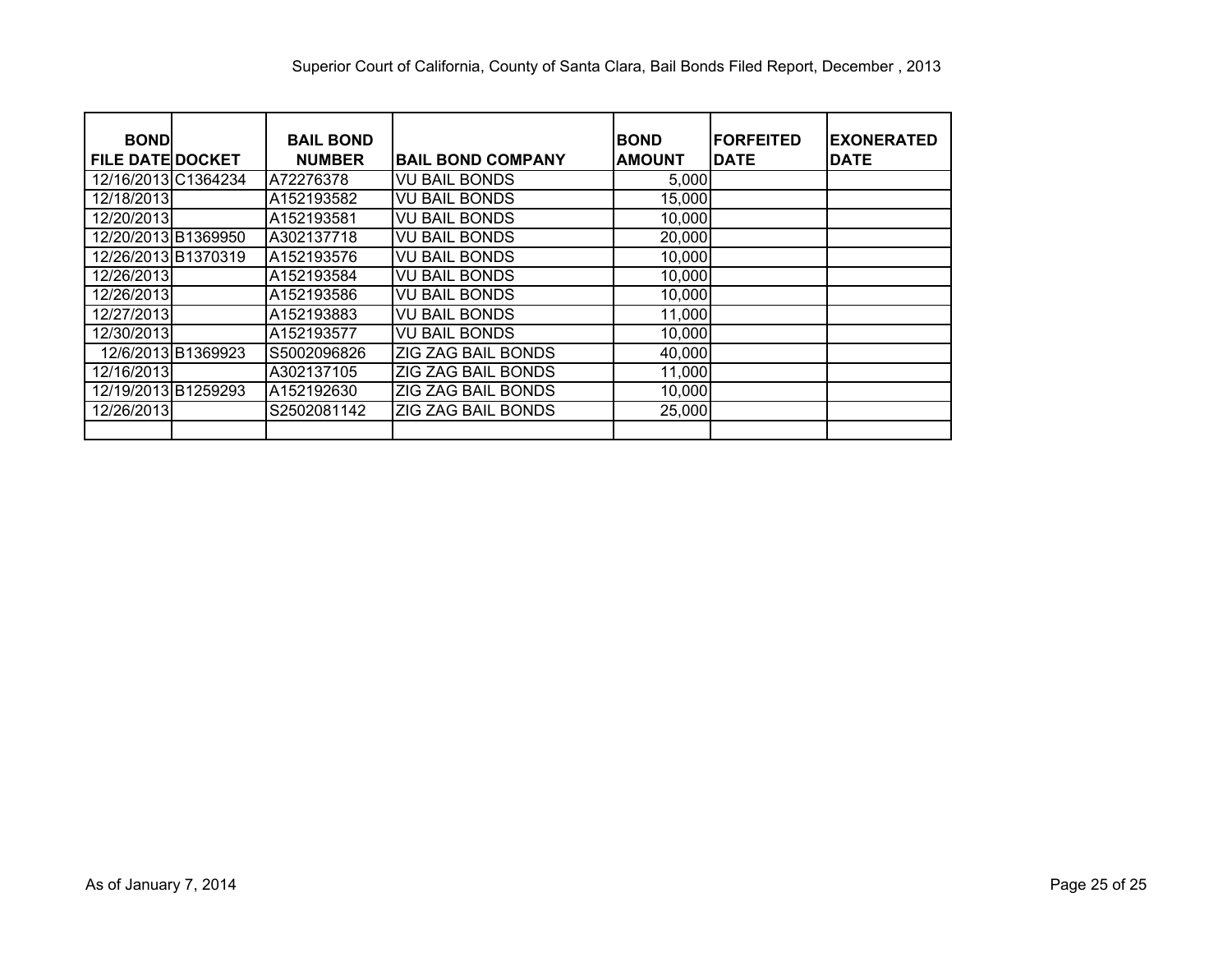Superior Court of California, County of Santa Clara, Bail Bonds Filed Report, December , 2013

| BOND FILE DATE | DOCKET | BAIL BOND NUMBER | BAIL BOND COMPANY | BOND AMOUNT | FORFEITED DATE | EXONERATED DATE |
|---|---|---|---|---|---|---|
| 12/16/2013 | C1364234 | A72276378 | VU BAIL BONDS | 5,000 | | |
| 12/18/2013 | | A152193582 | VU BAIL BONDS | 15,000 | | |
| 12/20/2013 | | A152193581 | VU BAIL BONDS | 10,000 | | |
| 12/20/2013 | B1369950 | A302137718 | VU BAIL BONDS | 20,000 | | |
| 12/26/2013 | B1370319 | A152193576 | VU BAIL BONDS | 10,000 | | |
| 12/26/2013 | | A152193584 | VU BAIL BONDS | 10,000 | | |
| 12/26/2013 | | A152193586 | VU BAIL BONDS | 10,000 | | |
| 12/27/2013 | | A152193883 | VU BAIL BONDS | 11,000 | | |
| 12/30/2013 | | A152193577 | VU BAIL BONDS | 10,000 | | |
| 12/6/2013 | B1369923 | S5002096826 | ZIG ZAG BAIL BONDS | 40,000 | | |
| 12/16/2013 | | A302137105 | ZIG ZAG BAIL BONDS | 11,000 | | |
| 12/19/2013 | B1259293 | A152192630 | ZIG ZAG BAIL BONDS | 10,000 | | |
| 12/26/2013 | | S2502081142 | ZIG ZAG BAIL BONDS | 25,000 | | |
| | | | | | | |

As of January 7, 2014